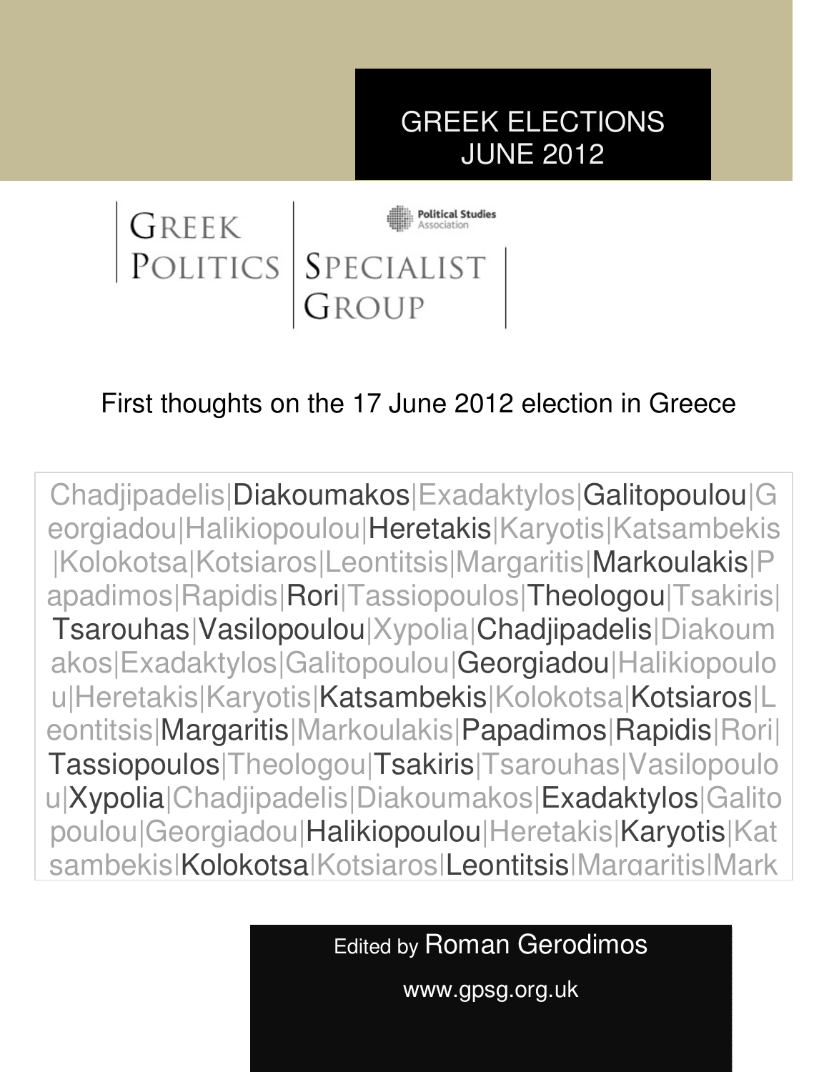# GREEK ELECTIONS JUNE 2012

Greek Politics Specialist Group

Political Studies Association

## First thoughts on the 17 June 2012 election in Greece

Chadjipadelis|Diakoumakos|Exadaktylos|Galitopoulou|Georgiadou|Halikiopoulou|Heretakis|Karyotis|Katsambekis|Kolokotsa|Kotsiaros|Leontitsis|Margaritis|Markoulakis|Papadimos|Rapidis|Rori|Tassiopoulos|Theologou|Tsakiris|Tsarouhas|Vasilopoulou|Xypolia|Chadjipadelis|Diakoumakos|Exadaktylos|Galitopoulou|Georgiadou|Halikiopoulou|Heretakis|Karyotis|Katsambekis|Kolokotsa|Kotsiaros|Leontitsis|Margaritis|Markoulakis|Papadimos|Rapidis|Rori|Tassiopoulos|Theologou|Tsakiris|Tsarouhas|Vasilopoulou|Xypolia|Chadjipadelis|Diakoumakos|Exadaktylos|Galitopoulou|Georgiadou|Halikiopoulou|Heretakis|Karyotis|Katsambekis|Kolokotsa|Kotsiaros|Leontitsis|Margaritis|Mark

Edited by Roman Gerodimos

www.gpsg.org.uk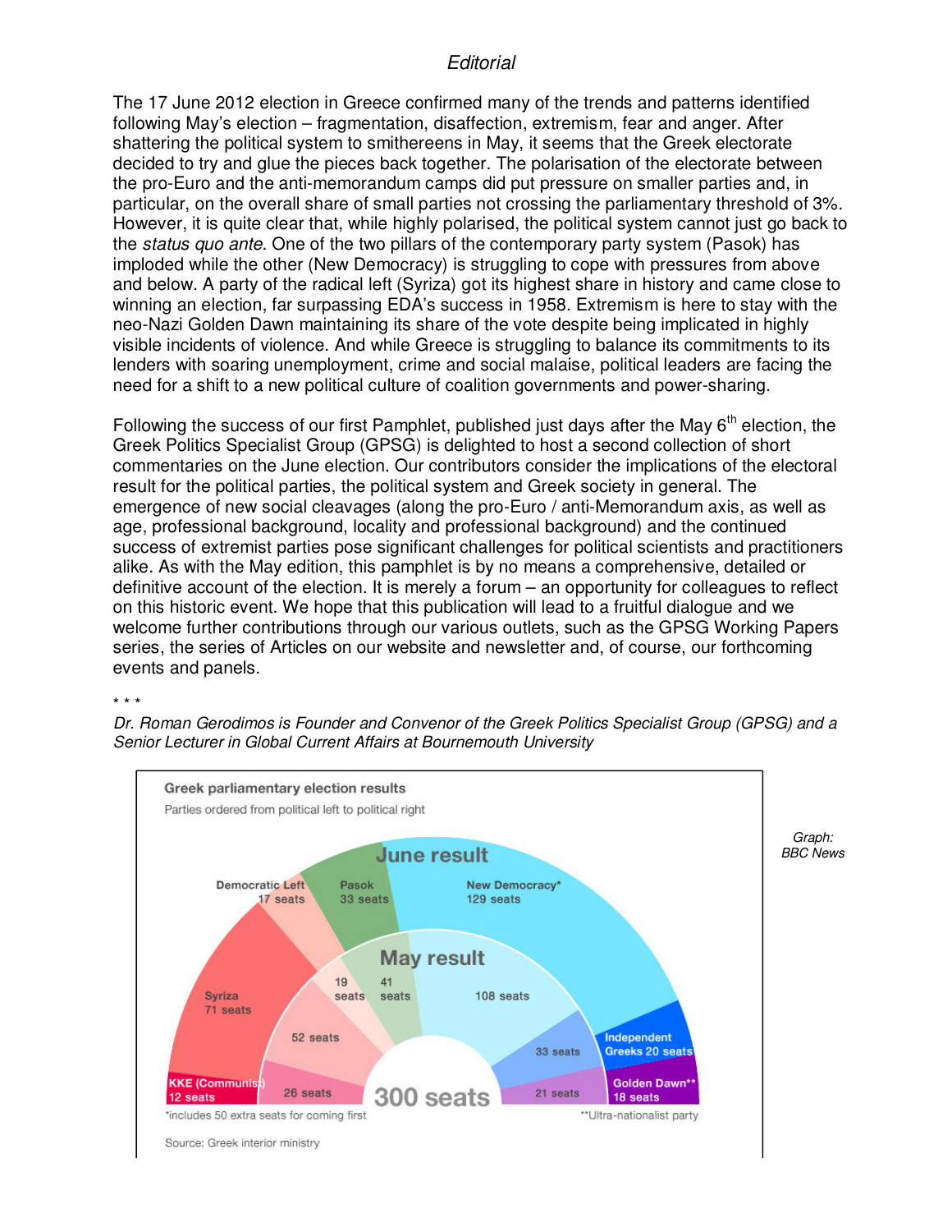## *Editorial*

The 17 June 2012 election in Greece confirmed many of the trends and patterns identified following May's election – fragmentation, disaffection, extremism, fear and anger. After shattering the political system to smithereens in May, it seems that the Greek electorate decided to try and glue the pieces back together. The polarisation of the electorate between the pro-Euro and the anti-memorandum camps did put pressure on smaller parties and, in particular, on the overall share of small parties not crossing the parliamentary threshold of 3%. However, it is quite clear that, while highly polarised, the political system cannot just go back to the *status quo ante*. One of the two pillars of the contemporary party system (Pasok) has imploded while the other (New Democracy) is struggling to cope with pressures from above and below. A party of the radical left (Syriza) got its highest share in history and came close to winning an election, far surpassing EDA's success in 1958. Extremism is here to stay with the neo-Nazi Golden Dawn maintaining its share of the vote despite being implicated in highly visible incidents of violence. And while Greece is struggling to balance its commitments to its lenders with soaring unemployment, crime and social malaise, political leaders are facing the need for a shift to a new political culture of coalition governments and power-sharing.

Following the success of our first Pamphlet, published just days after the May 6th election, the Greek Politics Specialist Group (GPSG) is delighted to host a second collection of short commentaries on the June election. Our contributors consider the implications of the electoral result for the political parties, the political system and Greek society in general. The emergence of new social cleavages (along the pro-Euro / anti-Memorandum axis, as well as age, professional background, locality and professional background) and the continued success of extremist parties pose significant challenges for political scientists and practitioners alike. As with the May edition, this pamphlet is by no means a comprehensive, detailed or definitive account of the election. It is merely a forum – an opportunity for colleagues to reflect on this historic event. We hope that this publication will lead to a fruitful dialogue and we welcome further contributions through our various outlets, such as the GPSG Working Papers series, the series of Articles on our website and newsletter and, of course, our forthcoming events and panels.

\* \* \*

*Dr. Roman Gerodimos is Founder and Convenor of the Greek Politics Specialist Group (GPSG) and a Senior Lecturer in Global Current Affairs at Bournemouth University*

**Greek parliamentary election results**

Parties ordered from political left to political right

| Party | June result | May result |
|---|---|---|
| KKE (Communist) | 12 seats | 26 seats |
| Syriza | 71 seats | 52 seats |
| Democratic Left | 17 seats | 19 seats |
| Pasok | 33 seats | 41 seats |
| New Democracy* | 129 seats | 108 seats |
| Independent Greeks | 20 seats | 33 seats |
| Golden Dawn** | 18 seats | 21 seats |
| Total | 300 seats | 300 seats |

*includes 50 extra seats for coming first

**Ultra-nationalist party

Source: Greek interior ministry

*Graph: BBC News*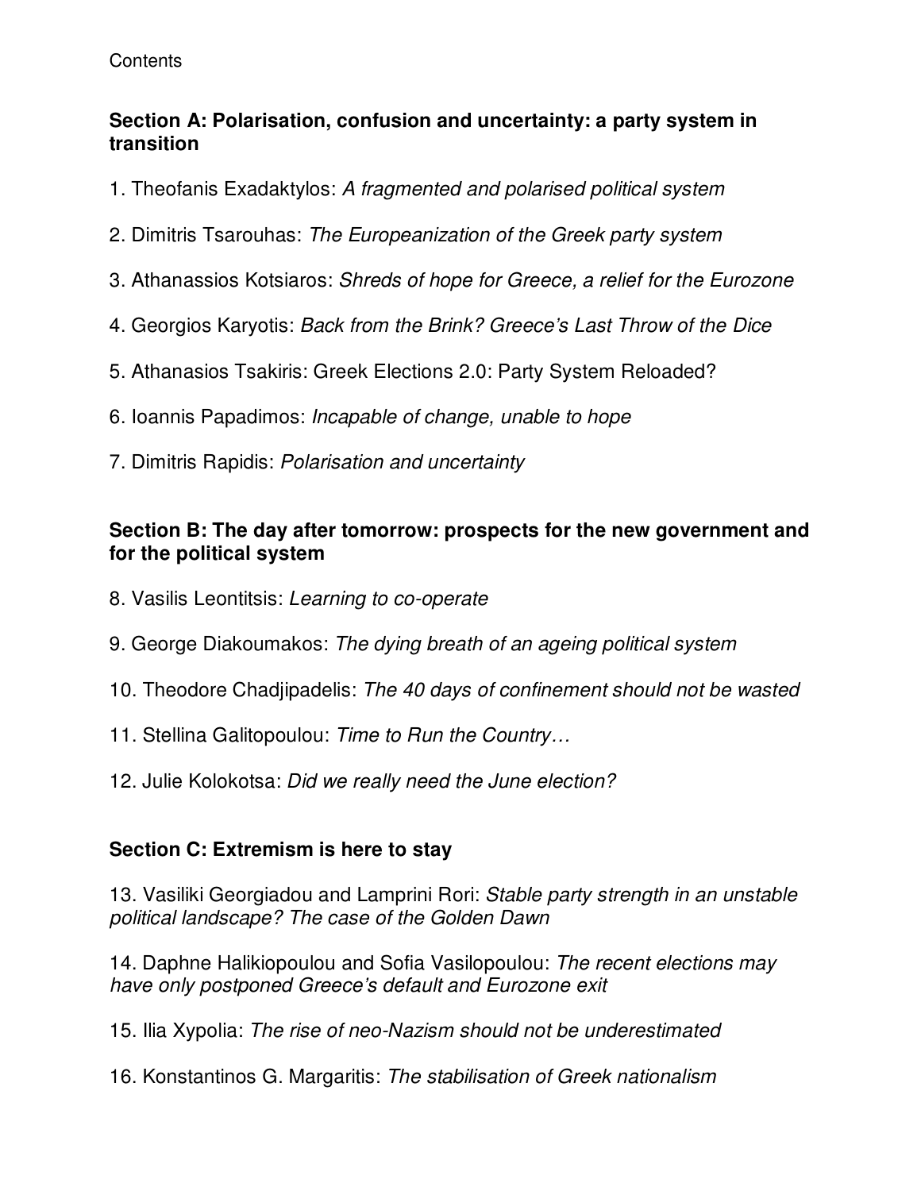Contents

## Section A: Polarisation, confusion and uncertainty: a party system in transition

1. Theofanis Exadaktylos: *A fragmented and polarised political system*

2. Dimitris Tsarouhas: *The Europeanization of the Greek party system*

3. Athanassios Kotsiaros: *Shreds of hope for Greece, a relief for the Eurozone*

4. Georgios Karyotis: *Back from the Brink? Greece's Last Throw of the Dice*

5. Athanasios Tsakiris: Greek Elections 2.0: Party System Reloaded?

6. Ioannis Papadimos: *Incapable of change, unable to hope*

7. Dimitris Rapidis: *Polarisation and uncertainty*

## Section B: The day after tomorrow: prospects for the new government and for the political system

8. Vasilis Leontitsis: *Learning to co-operate*

9. George Diakoumakos: *The dying breath of an ageing political system*

10. Theodore Chadjipadelis: *The 40 days of confinement should not be wasted*

11. Stellina Galitopoulou: *Time to Run the Country…*

12. Julie Kolokotsa: *Did we really need the June election?*

## Section C: Extremism is here to stay

13. Vasiliki Georgiadou and Lamprini Rori: *Stable party strength in an unstable political landscape? The case of the Golden Dawn*

14. Daphne Halikiopoulou and Sofia Vasilopoulou: *The recent elections may have only postponed Greece's default and Eurozone exit*

15. Ilia Xypolia: *The rise of neo-Nazism should not be underestimated*

16. Konstantinos G. Margaritis: *The stabilisation of Greek nationalism*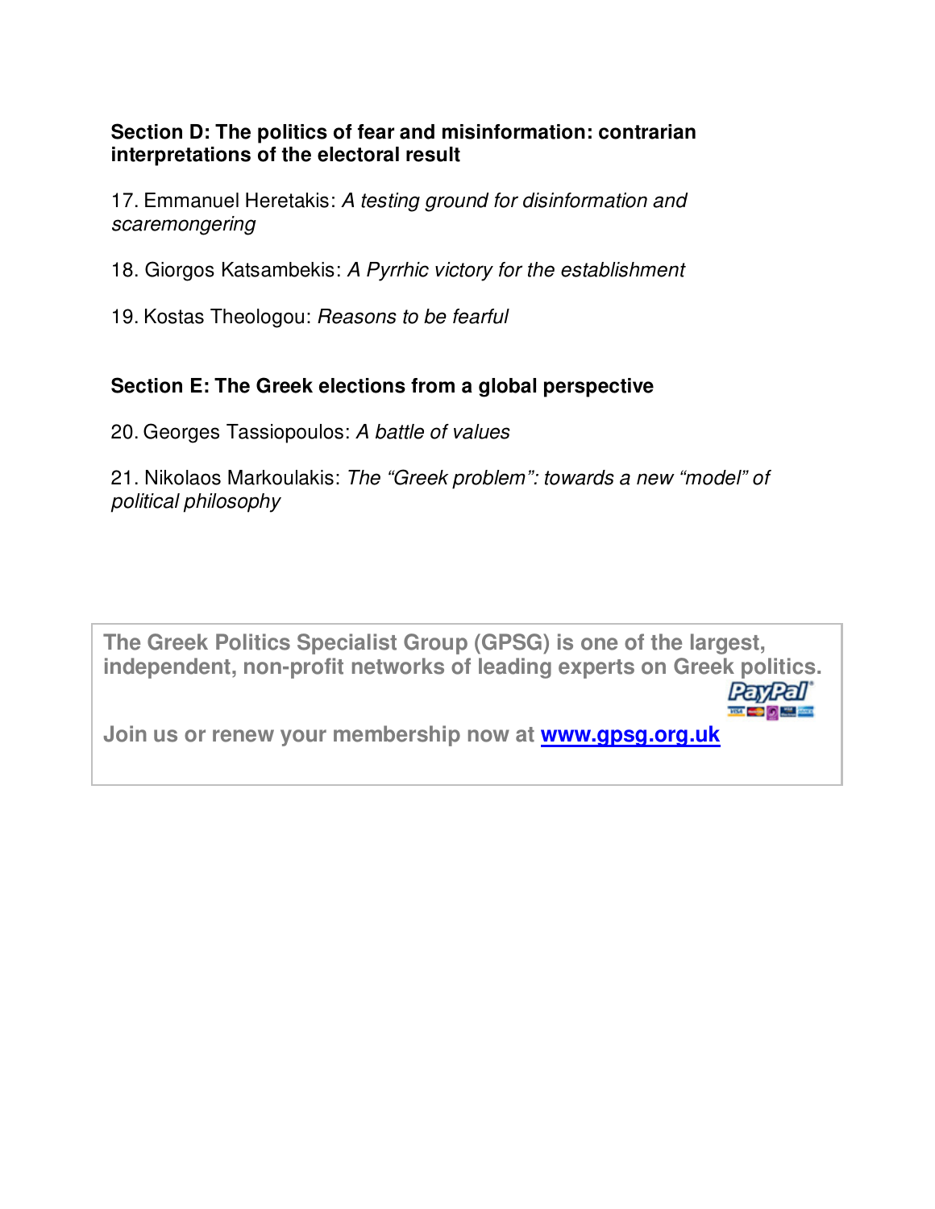**Section D: The politics of fear and misinformation: contrarian interpretations of the electoral result**

17. Emmanuel Heretakis: *A testing ground for disinformation and scaremongering*

18. Giorgos Katsambekis: *A Pyrrhic victory for the establishment*

19. Kostas Theologou: *Reasons to be fearful*

**Section E: The Greek elections from a global perspective**

20. Georges Tassiopoulos: *A battle of values*

21. Nikolaos Markoulakis: *The "Greek problem": towards a new "model" of political philosophy*

**The Greek Politics Specialist Group (GPSG) is one of the largest, independent, non-profit networks of leading experts on Greek politics.**

**Join us or renew your membership now at [www.gpsg.org.uk](http://www.gpsg.org.uk)**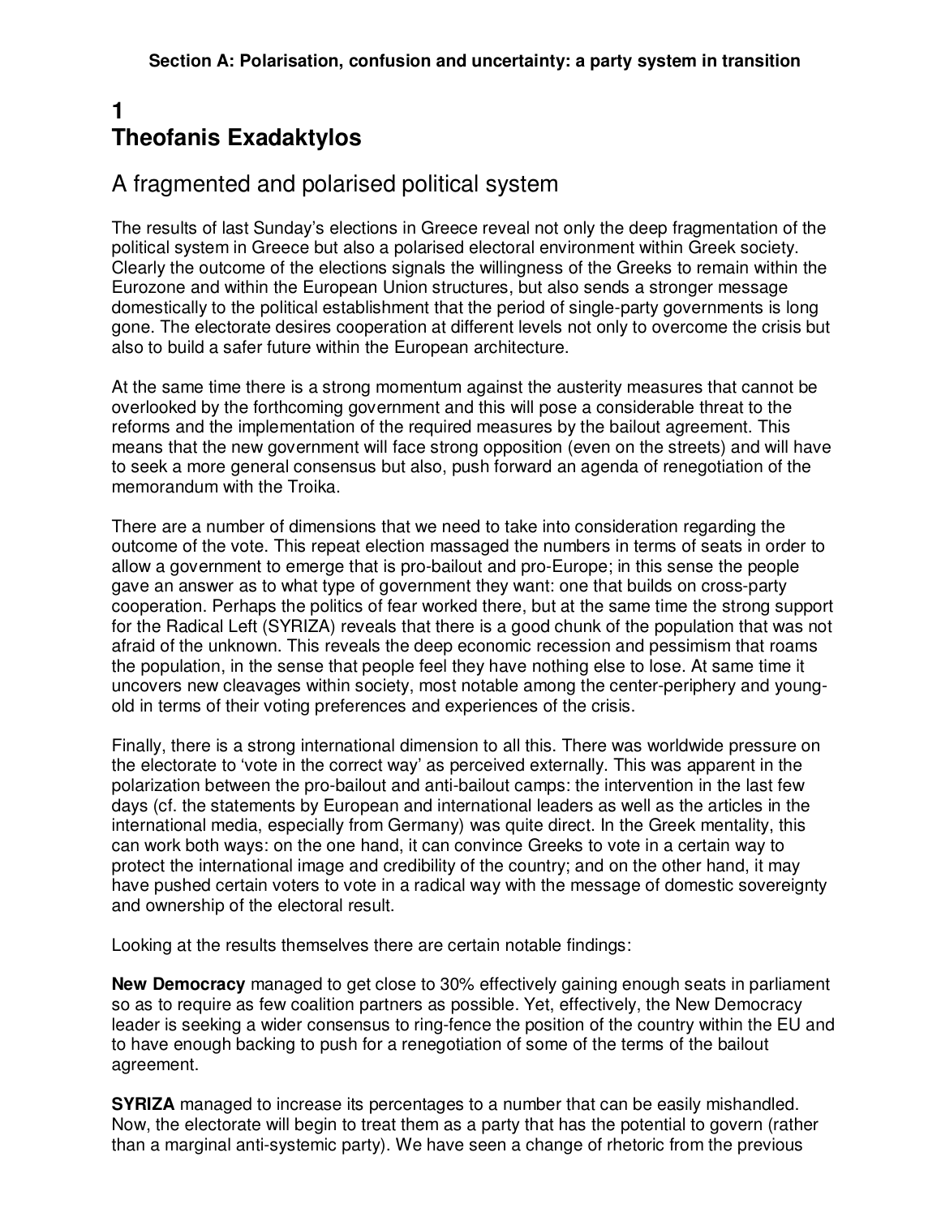**Section A: Polarisation, confusion and uncertainty: a party system in transition**

# 1
# Theofanis Exadaktylos

## A fragmented and polarised political system

The results of last Sunday's elections in Greece reveal not only the deep fragmentation of the political system in Greece but also a polarised electoral environment within Greek society. Clearly the outcome of the elections signals the willingness of the Greeks to remain within the Eurozone and within the European Union structures, but also sends a stronger message domestically to the political establishment that the period of single-party governments is long gone. The electorate desires cooperation at different levels not only to overcome the crisis but also to build a safer future within the European architecture.

At the same time there is a strong momentum against the austerity measures that cannot be overlooked by the forthcoming government and this will pose a considerable threat to the reforms and the implementation of the required measures by the bailout agreement. This means that the new government will face strong opposition (even on the streets) and will have to seek a more general consensus but also, push forward an agenda of renegotiation of the memorandum with the Troika.

There are a number of dimensions that we need to take into consideration regarding the outcome of the vote. This repeat election massaged the numbers in terms of seats in order to allow a government to emerge that is pro-bailout and pro-Europe; in this sense the people gave an answer as to what type of government they want: one that builds on cross-party cooperation. Perhaps the politics of fear worked there, but at the same time the strong support for the Radical Left (SYRIZA) reveals that there is a good chunk of the population that was not afraid of the unknown. This reveals the deep economic recession and pessimism that roams the population, in the sense that people feel they have nothing else to lose. At same time it uncovers new cleavages within society, most notable among the center-periphery and young-old in terms of their voting preferences and experiences of the crisis.

Finally, there is a strong international dimension to all this. There was worldwide pressure on the electorate to 'vote in the correct way' as perceived externally. This was apparent in the polarization between the pro-bailout and anti-bailout camps: the intervention in the last few days (cf. the statements by European and international leaders as well as the articles in the international media, especially from Germany) was quite direct. In the Greek mentality, this can work both ways: on the one hand, it can convince Greeks to vote in a certain way to protect the international image and credibility of the country; and on the other hand, it may have pushed certain voters to vote in a radical way with the message of domestic sovereignty and ownership of the electoral result.

Looking at the results themselves there are certain notable findings:

**New Democracy** managed to get close to 30% effectively gaining enough seats in parliament so as to require as few coalition partners as possible. Yet, effectively, the New Democracy leader is seeking a wider consensus to ring-fence the position of the country within the EU and to have enough backing to push for a renegotiation of some of the terms of the bailout agreement.

**SYRIZA** managed to increase its percentages to a number that can be easily mishandled. Now, the electorate will begin to treat them as a party that has the potential to govern (rather than a marginal anti-systemic party). We have seen a change of rhetoric from the previous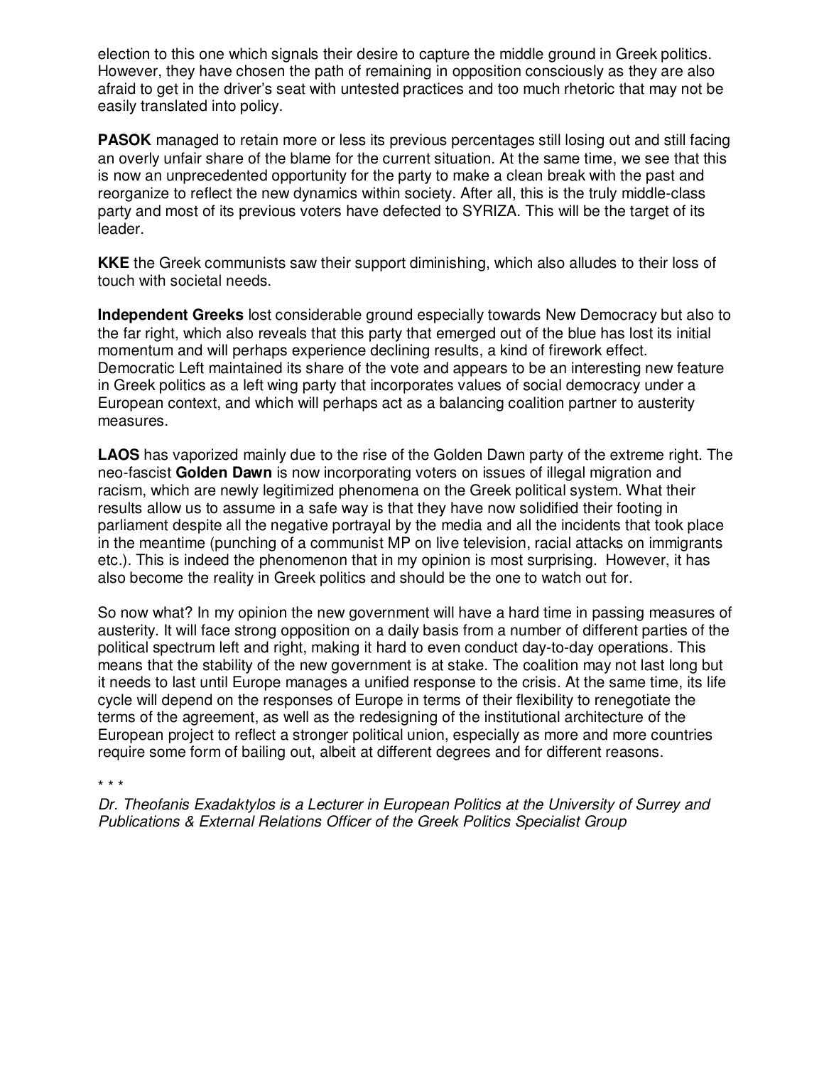election to this one which signals their desire to capture the middle ground in Greek politics. However, they have chosen the path of remaining in opposition consciously as they are also afraid to get in the driver's seat with untested practices and too much rhetoric that may not be easily translated into policy.

**PASOK** managed to retain more or less its previous percentages still losing out and still facing an overly unfair share of the blame for the current situation. At the same time, we see that this is now an unprecedented opportunity for the party to make a clean break with the past and reorganize to reflect the new dynamics within society. After all, this is the truly middle-class party and most of its previous voters have defected to SYRIZA. This will be the target of its leader.

**KKE** the Greek communists saw their support diminishing, which also alludes to their loss of touch with societal needs.

**Independent Greeks** lost considerable ground especially towards New Democracy but also to the far right, which also reveals that this party that emerged out of the blue has lost its initial momentum and will perhaps experience declining results, a kind of firework effect. Democratic Left maintained its share of the vote and appears to be an interesting new feature in Greek politics as a left wing party that incorporates values of social democracy under a European context, and which will perhaps act as a balancing coalition partner to austerity measures.

**LAOS** has vaporized mainly due to the rise of the Golden Dawn party of the extreme right. The neo-fascist **Golden Dawn** is now incorporating voters on issues of illegal migration and racism, which are newly legitimized phenomena on the Greek political system. What their results allow us to assume in a safe way is that they have now solidified their footing in parliament despite all the negative portrayal by the media and all the incidents that took place in the meantime (punching of a communist MP on live television, racial attacks on immigrants etc.). This is indeed the phenomenon that in my opinion is most surprising. However, it has also become the reality in Greek politics and should be the one to watch out for.

So now what? In my opinion the new government will have a hard time in passing measures of austerity. It will face strong opposition on a daily basis from a number of different parties of the political spectrum left and right, making it hard to even conduct day-to-day operations. This means that the stability of the new government is at stake. The coalition may not last long but it needs to last until Europe manages a unified response to the crisis. At the same time, its life cycle will depend on the responses of Europe in terms of their flexibility to renegotiate the terms of the agreement, as well as the redesigning of the institutional architecture of the European project to reflect a stronger political union, especially as more and more countries require some form of bailing out, albeit at different degrees and for different reasons.

\* \* \*

*Dr. Theofanis Exadaktylos is a Lecturer in European Politics at the University of Surrey and Publications & External Relations Officer of the Greek Politics Specialist Group*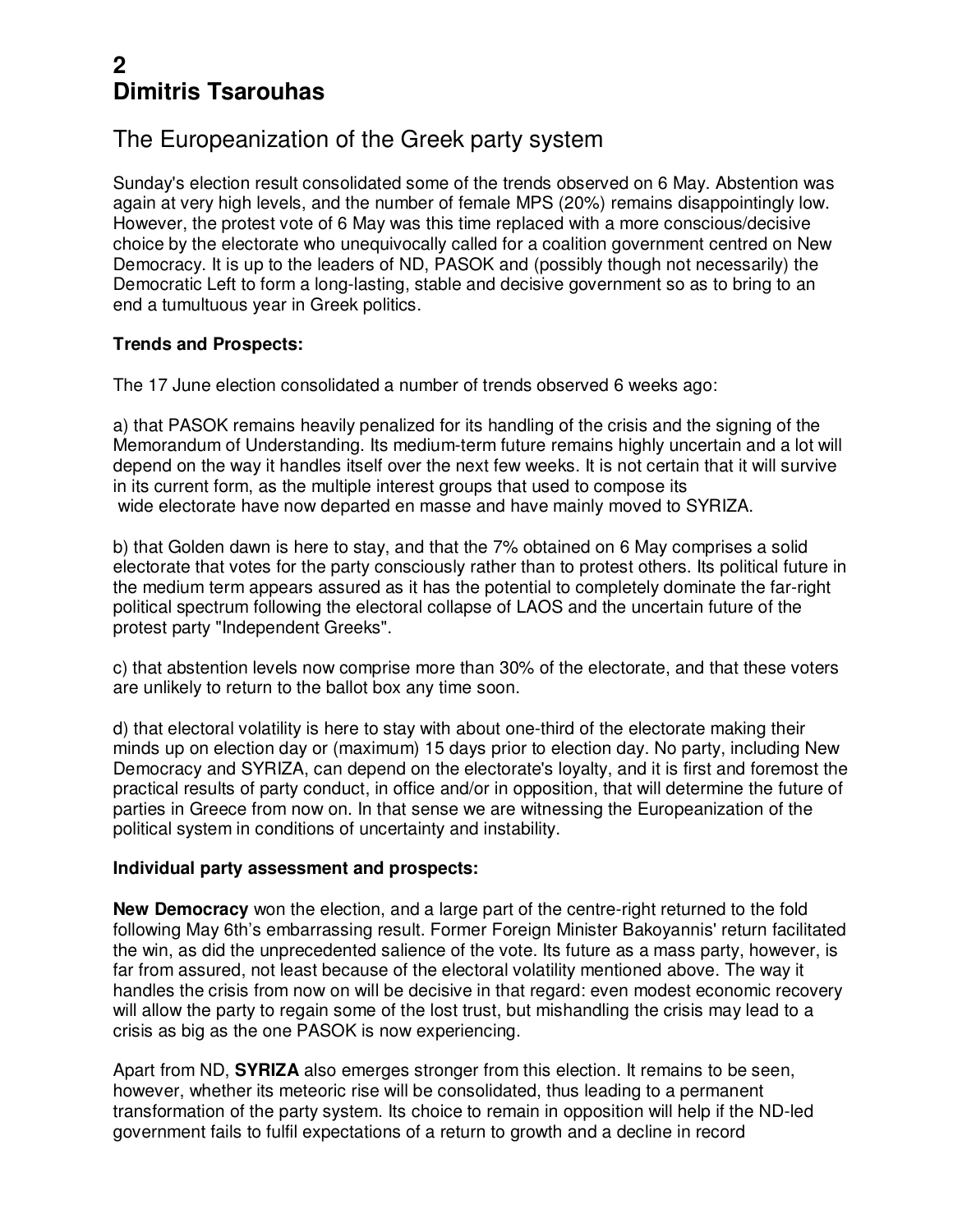# 2
# Dimitris Tsarouhas

## The Europeanization of the Greek party system

Sunday's election result consolidated some of the trends observed on 6 May. Abstention was again at very high levels, and the number of female MPS (20%) remains disappointingly low. However, the protest vote of 6 May was this time replaced with a more conscious/decisive choice by the electorate who unequivocally called for a coalition government centred on New Democracy. It is up to the leaders of ND, PASOK and (possibly though not necessarily) the Democratic Left to form a long-lasting, stable and decisive government so as to bring to an end a tumultuous year in Greek politics.

**Trends and Prospects:**

The 17 June election consolidated a number of trends observed 6 weeks ago:

a) that PASOK remains heavily penalized for its handling of the crisis and the signing of the Memorandum of Understanding. Its medium-term future remains highly uncertain and a lot will depend on the way it handles itself over the next few weeks. It is not certain that it will survive in its current form, as the multiple interest groups that used to compose its wide electorate have now departed en masse and have mainly moved to SYRIZA.

b) that Golden dawn is here to stay, and that the 7% obtained on 6 May comprises a solid electorate that votes for the party consciously rather than to protest others. Its political future in the medium term appears assured as it has the potential to completely dominate the far-right political spectrum following the electoral collapse of LAOS and the uncertain future of the protest party "Independent Greeks".

c) that abstention levels now comprise more than 30% of the electorate, and that these voters are unlikely to return to the ballot box any time soon.

d) that electoral volatility is here to stay with about one-third of the electorate making their minds up on election day or (maximum) 15 days prior to election day. No party, including New Democracy and SYRIZA, can depend on the electorate's loyalty, and it is first and foremost the practical results of party conduct, in office and/or in opposition, that will determine the future of parties in Greece from now on. In that sense we are witnessing the Europeanization of the political system in conditions of uncertainty and instability.

**Individual party assessment and prospects:**

**New Democracy** won the election, and a large part of the centre-right returned to the fold following May 6th's embarrassing result. Former Foreign Minister Bakoyannis' return facilitated the win, as did the unprecedented salience of the vote. Its future as a mass party, however, is far from assured, not least because of the electoral volatility mentioned above. The way it handles the crisis from now on will be decisive in that regard: even modest economic recovery will allow the party to regain some of the lost trust, but mishandling the crisis may lead to a crisis as big as the one PASOK is now experiencing.

Apart from ND, **SYRIZA** also emerges stronger from this election. It remains to be seen, however, whether its meteoric rise will be consolidated, thus leading to a permanent transformation of the party system. Its choice to remain in opposition will help if the ND-led government fails to fulfil expectations of a return to growth and a decline in record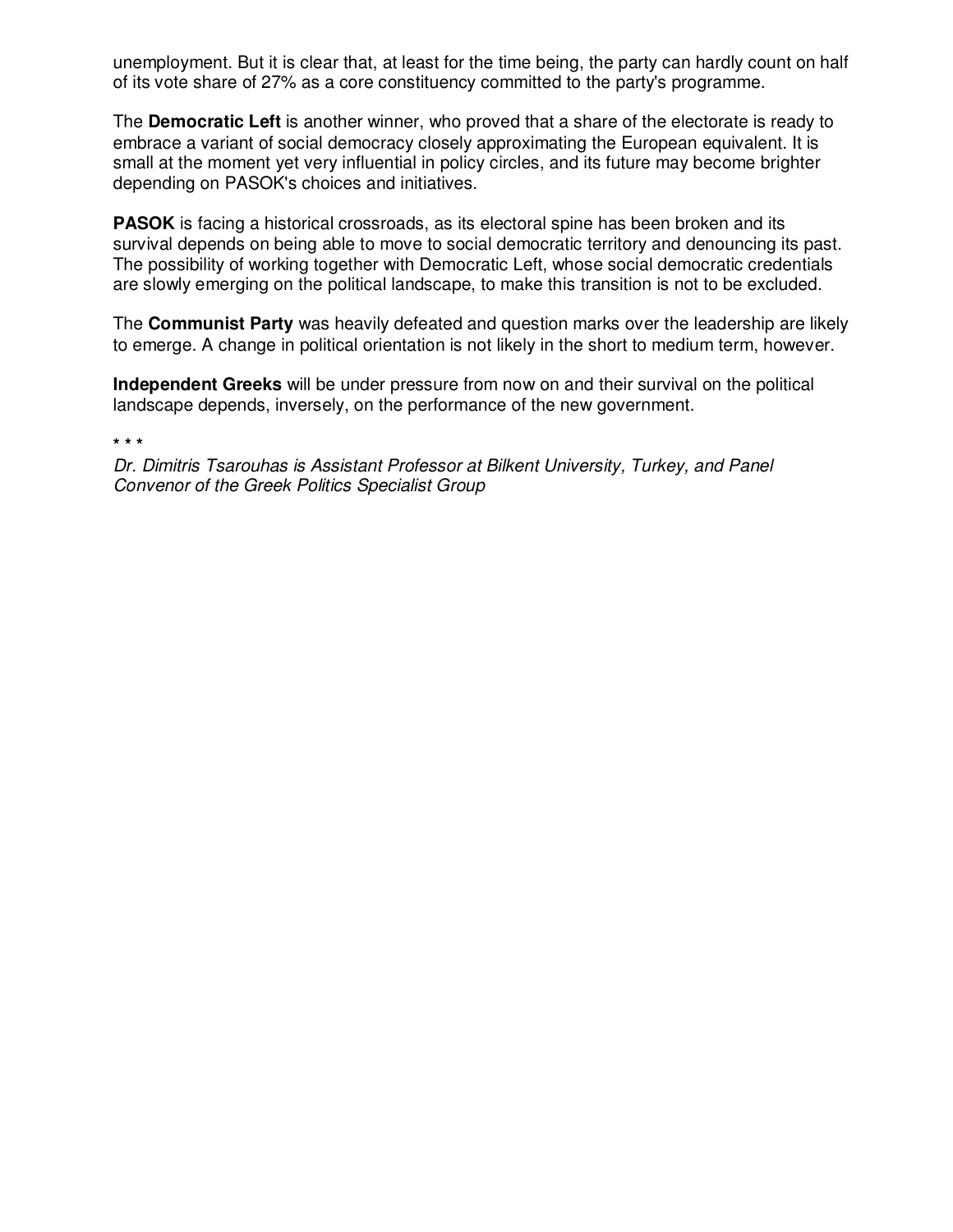unemployment. But it is clear that, at least for the time being, the party can hardly count on half of its vote share of 27% as a core constituency committed to the party's programme.

The **Democratic Left** is another winner, who proved that a share of the electorate is ready to embrace a variant of social democracy closely approximating the European equivalent. It is small at the moment yet very influential in policy circles, and its future may become brighter depending on PASOK's choices and initiatives.

**PASOK** is facing a historical crossroads, as its electoral spine has been broken and its survival depends on being able to move to social democratic territory and denouncing its past. The possibility of working together with Democratic Left, whose social democratic credentials are slowly emerging on the political landscape, to make this transition is not to be excluded.

The **Communist Party** was heavily defeated and question marks over the leadership are likely to emerge. A change in political orientation is not likely in the short to medium term, however.

**Independent Greeks** will be under pressure from now on and their survival on the political landscape depends, inversely, on the performance of the new government.

\* \* \*

*Dr. Dimitris Tsarouhas is Assistant Professor at Bilkent University, Turkey, and Panel Convenor of the Greek Politics Specialist Group*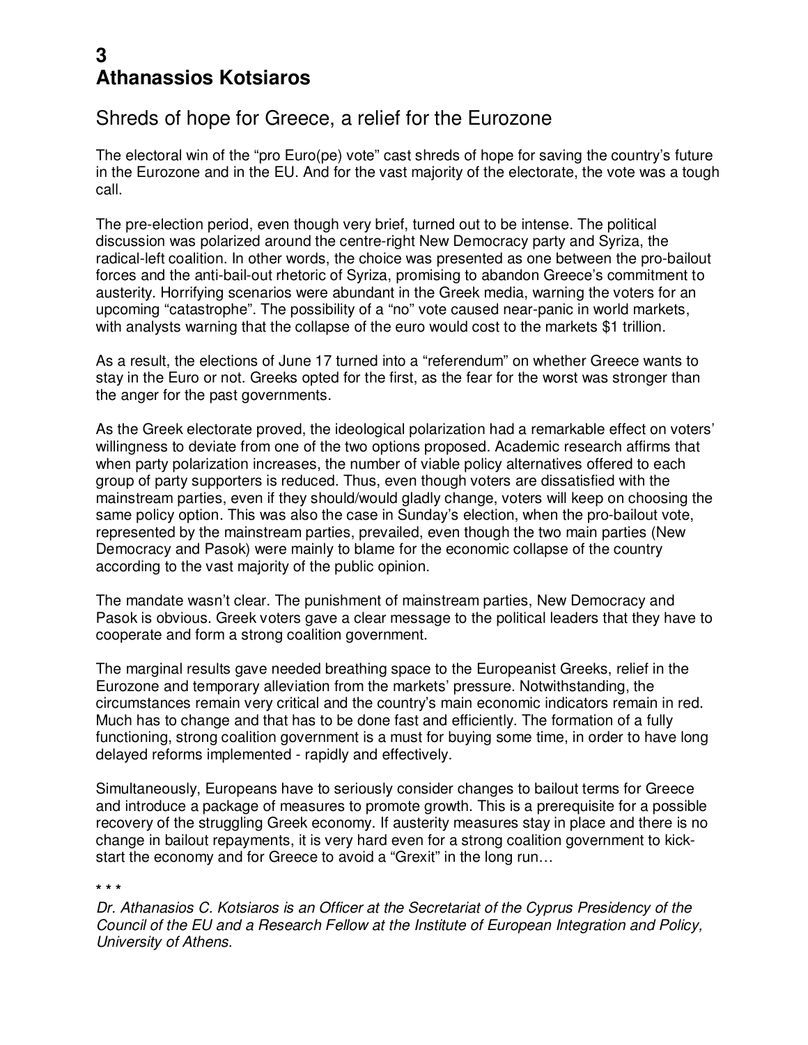# 3
# Athanassios Kotsiaros

## Shreds of hope for Greece, a relief for the Eurozone

The electoral win of the "pro Euro(pe) vote" cast shreds of hope for saving the country's future in the Eurozone and in the EU. And for the vast majority of the electorate, the vote was a tough call.

The pre-election period, even though very brief, turned out to be intense. The political discussion was polarized around the centre-right New Democracy party and Syriza, the radical-left coalition. In other words, the choice was presented as one between the pro-bailout forces and the anti-bail-out rhetoric of Syriza, promising to abandon Greece's commitment to austerity. Horrifying scenarios were abundant in the Greek media, warning the voters for an upcoming "catastrophe". The possibility of a "no" vote caused near-panic in world markets, with analysts warning that the collapse of the euro would cost to the markets $1 trillion.

As a result, the elections of June 17 turned into a "referendum" on whether Greece wants to stay in the Euro or not. Greeks opted for the first, as the fear for the worst was stronger than the anger for the past governments.

As the Greek electorate proved, the ideological polarization had a remarkable effect on voters' willingness to deviate from one of the two options proposed. Academic research affirms that when party polarization increases, the number of viable policy alternatives offered to each group of party supporters is reduced. Thus, even though voters are dissatisfied with the mainstream parties, even if they should/would gladly change, voters will keep on choosing the same policy option. This was also the case in Sunday's election, when the pro-bailout vote, represented by the mainstream parties, prevailed, even though the two main parties (New Democracy and Pasok) were mainly to blame for the economic collapse of the country according to the vast majority of the public opinion.

The mandate wasn't clear. The punishment of mainstream parties, New Democracy and Pasok is obvious. Greek voters gave a clear message to the political leaders that they have to cooperate and form a strong coalition government.

The marginal results gave needed breathing space to the Europeanist Greeks, relief in the Eurozone and temporary alleviation from the markets' pressure. Notwithstanding, the circumstances remain very critical and the country's main economic indicators remain in red. Much has to change and that has to be done fast and efficiently. The formation of a fully functioning, strong coalition government is a must for buying some time, in order to have long delayed reforms implemented - rapidly and effectively.

Simultaneously, Europeans have to seriously consider changes to bailout terms for Greece and introduce a package of measures to promote growth. This is a prerequisite for a possible recovery of the struggling Greek economy. If austerity measures stay in place and there is no change in bailout repayments, it is very hard even for a strong coalition government to kick-start the economy and for Greece to avoid a "Grexit" in the long run…

\* \* \*

*Dr. Athanasios C. Kotsiaros is an Officer at the Secretariat of the Cyprus Presidency of the Council of the EU and a Research Fellow at the Institute of European Integration and Policy, University of Athens.*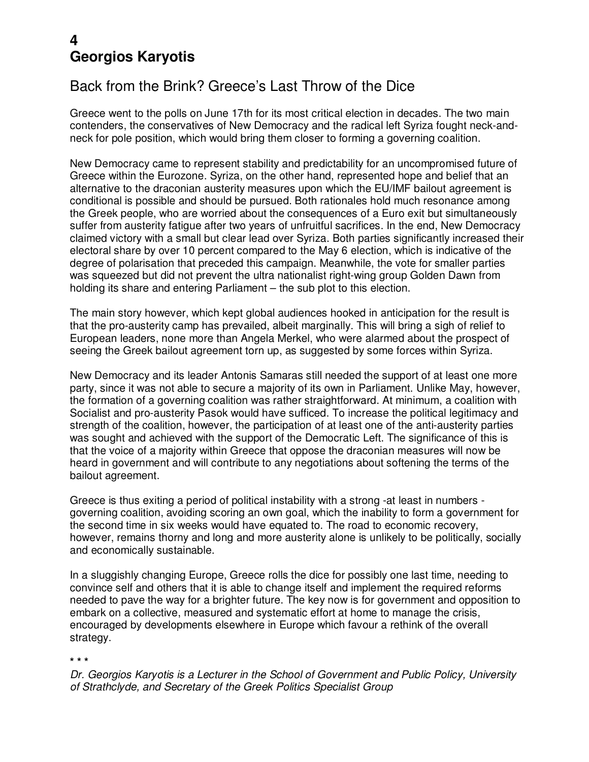# 4
# Georgios Karyotis

## Back from the Brink? Greece's Last Throw of the Dice

Greece went to the polls on June 17th for its most critical election in decades. The two main contenders, the conservatives of New Democracy and the radical left Syriza fought neck-and-neck for pole position, which would bring them closer to forming a governing coalition.

New Democracy came to represent stability and predictability for an uncompromised future of Greece within the Eurozone. Syriza, on the other hand, represented hope and belief that an alternative to the draconian austerity measures upon which the EU/IMF bailout agreement is conditional is possible and should be pursued. Both rationales hold much resonance among the Greek people, who are worried about the consequences of a Euro exit but simultaneously suffer from austerity fatigue after two years of unfruitful sacrifices. In the end, New Democracy claimed victory with a small but clear lead over Syriza. Both parties significantly increased their electoral share by over 10 percent compared to the May 6 election, which is indicative of the degree of polarisation that preceded this campaign. Meanwhile, the vote for smaller parties was squeezed but did not prevent the ultra nationalist right-wing group Golden Dawn from holding its share and entering Parliament – the sub plot to this election.

The main story however, which kept global audiences hooked in anticipation for the result is that the pro-austerity camp has prevailed, albeit marginally. This will bring a sigh of relief to European leaders, none more than Angela Merkel, who were alarmed about the prospect of seeing the Greek bailout agreement torn up, as suggested by some forces within Syriza.

New Democracy and its leader Antonis Samaras still needed the support of at least one more party, since it was not able to secure a majority of its own in Parliament. Unlike May, however, the formation of a governing coalition was rather straightforward. At minimum, a coalition with Socialist and pro-austerity Pasok would have sufficed. To increase the political legitimacy and strength of the coalition, however, the participation of at least one of the anti-austerity parties was sought and achieved with the support of the Democratic Left. The significance of this is that the voice of a majority within Greece that oppose the draconian measures will now be heard in government and will contribute to any negotiations about softening the terms of the bailout agreement.

Greece is thus exiting a period of political instability with a strong -at least in numbers - governing coalition, avoiding scoring an own goal, which the inability to form a government for the second time in six weeks would have equated to. The road to economic recovery, however, remains thorny and long and more austerity alone is unlikely to be politically, socially and economically sustainable.

In a sluggishly changing Europe, Greece rolls the dice for possibly one last time, needing to convince self and others that it is able to change itself and implement the required reforms needed to pave the way for a brighter future. The key now is for government and opposition to embark on a collective, measured and systematic effort at home to manage the crisis, encouraged by developments elsewhere in Europe which favour a rethink of the overall strategy.

\* \* \*

*Dr. Georgios Karyotis is a Lecturer in the School of Government and Public Policy, University of Strathclyde, and Secretary of the Greek Politics Specialist Group*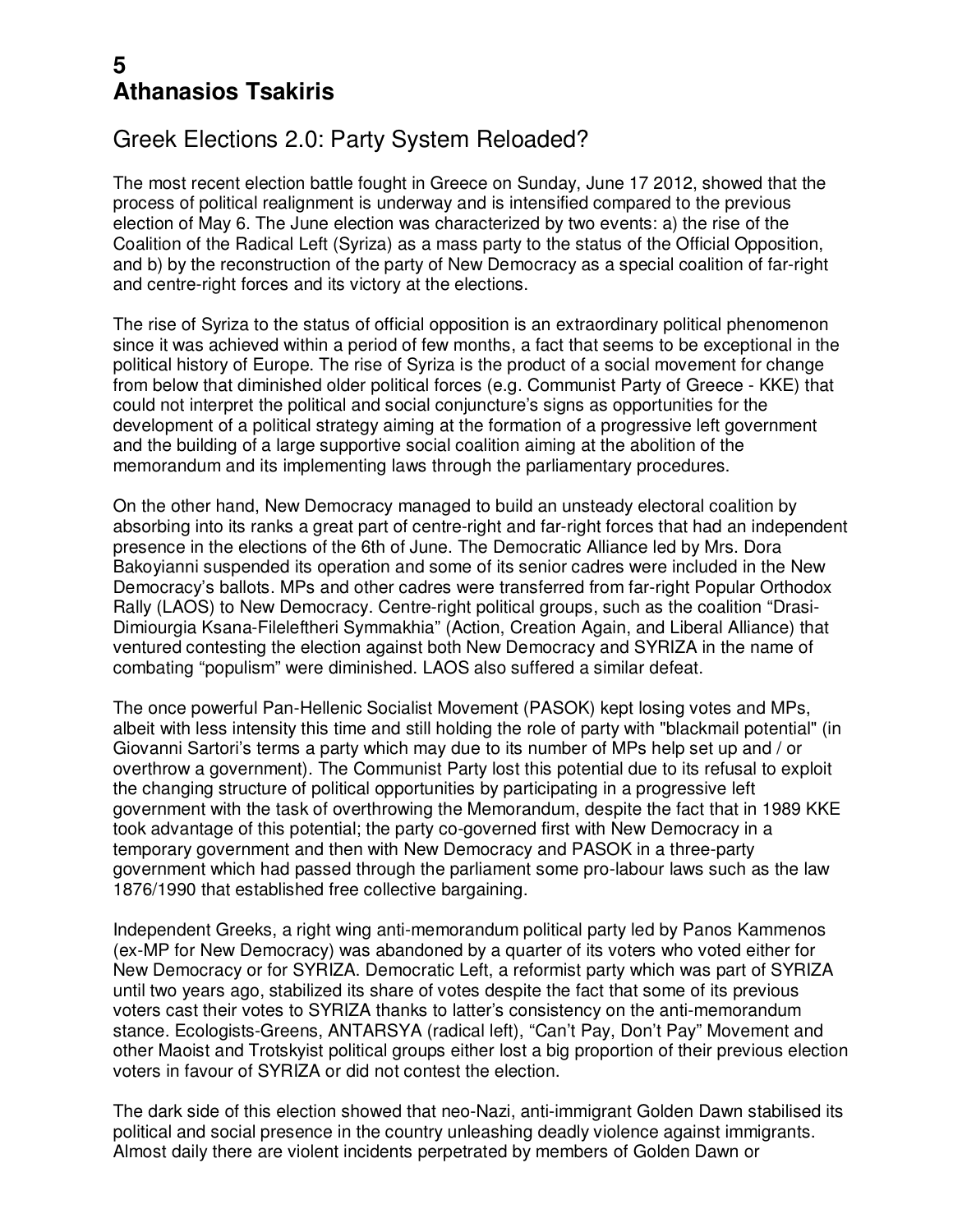# 5
# Athanasios Tsakiris

## Greek Elections 2.0: Party System Reloaded?

The most recent election battle fought in Greece on Sunday, June 17 2012, showed that the process of political realignment is underway and is intensified compared to the previous election of May 6. The June election was characterized by two events: a) the rise of the Coalition of the Radical Left (Syriza) as a mass party to the status of the Official Opposition, and b) by the reconstruction of the party of New Democracy as a special coalition of far-right and centre-right forces and its victory at the elections.

The rise of Syriza to the status of official opposition is an extraordinary political phenomenon since it was achieved within a period of few months, a fact that seems to be exceptional in the political history of Europe. The rise of Syriza is the product of a social movement for change from below that diminished older political forces (e.g. Communist Party of Greece - KKE) that could not interpret the political and social conjuncture's signs as opportunities for the development of a political strategy aiming at the formation of a progressive left government and the building of a large supportive social coalition aiming at the abolition of the memorandum and its implementing laws through the parliamentary procedures.

On the other hand, New Democracy managed to build an unsteady electoral coalition by absorbing into its ranks a great part of centre-right and far-right forces that had an independent presence in the elections of the 6th of June. The Democratic Alliance led by Mrs. Dora Bakoyianni suspended its operation and some of its senior cadres were included in the New Democracy's ballots. MPs and other cadres were transferred from far-right Popular Orthodox Rally (LAOS) to New Democracy. Centre-right political groups, such as the coalition "Drasi-Dimiourgia Ksana-Fileleftheri Symmakhia" (Action, Creation Again, and Liberal Alliance) that ventured contesting the election against both New Democracy and SYRIZA in the name of combating "populism" were diminished. LAOS also suffered a similar defeat.

The once powerful Pan-Hellenic Socialist Movement (PASOK) kept losing votes and MPs, albeit with less intensity this time and still holding the role of party with "blackmail potential" (in Giovanni Sartori's terms a party which may due to its number of MPs help set up and / or overthrow a government). The Communist Party lost this potential due to its refusal to exploit the changing structure of political opportunities by participating in a progressive left government with the task of overthrowing the Memorandum, despite the fact that in 1989 KKE took advantage of this potential; the party co-governed first with New Democracy in a temporary government and then with New Democracy and PASOK in a three-party government which had passed through the parliament some pro-labour laws such as the law 1876/1990 that established free collective bargaining.

Independent Greeks, a right wing anti-memorandum political party led by Panos Kammenos (ex-MP for New Democracy) was abandoned by a quarter of its voters who voted either for New Democracy or for SYRIZA. Democratic Left, a reformist party which was part of SYRIZA until two years ago, stabilized its share of votes despite the fact that some of its previous voters cast their votes to SYRIZA thanks to latter's consistency on the anti-memorandum stance. Ecologists-Greens, ANTARSYA (radical left), "Can't Pay, Don't Pay" Movement and other Maoist and Trotskyist political groups either lost a big proportion of their previous election voters in favour of SYRIZA or did not contest the election.

The dark side of this election showed that neo-Nazi, anti-immigrant Golden Dawn stabilised its political and social presence in the country unleashing deadly violence against immigrants. Almost daily there are violent incidents perpetrated by members of Golden Dawn or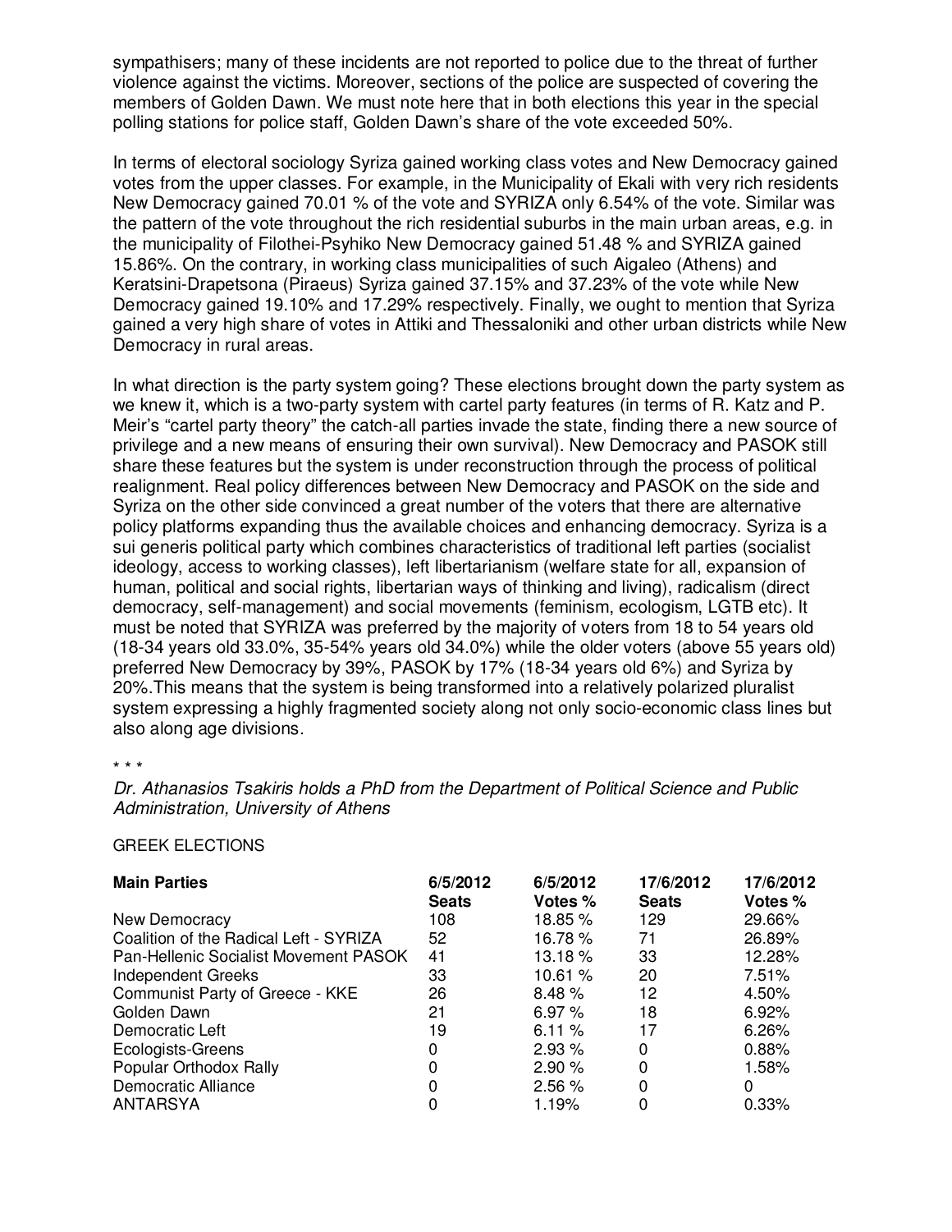sympathisers; many of these incidents are not reported to police due to the threat of further violence against the victims. Moreover, sections of the police are suspected of covering the members of Golden Dawn. We must note here that in both elections this year in the special polling stations for police staff, Golden Dawn's share of the vote exceeded 50%.

In terms of electoral sociology Syriza gained working class votes and New Democracy gained votes from the upper classes. For example, in the Municipality of Ekali with very rich residents New Democracy gained 70.01 % of the vote and SYRIZA only 6.54% of the vote. Similar was the pattern of the vote throughout the rich residential suburbs in the main urban areas, e.g. in the municipality of Filothei-Psyhiko New Democracy gained 51.48 % and SYRIZA gained 15.86%. On the contrary, in working class municipalities of such Aigaleo (Athens) and Keratsini-Drapetsona (Piraeus) Syriza gained 37.15% and 37.23% of the vote while New Democracy gained 19.10% and 17.29% respectively. Finally, we ought to mention that Syriza gained a very high share of votes in Attiki and Thessaloniki and other urban districts while New Democracy in rural areas.

In what direction is the party system going? These elections brought down the party system as we knew it, which is a two-party system with cartel party features (in terms of R. Katz and P. Meir's "cartel party theory" the catch-all parties invade the state, finding there a new source of privilege and a new means of ensuring their own survival). New Democracy and PASOK still share these features but the system is under reconstruction through the process of political realignment. Real policy differences between New Democracy and PASOK on the side and Syriza on the other side convinced a great number of the voters that there are alternative policy platforms expanding thus the available choices and enhancing democracy. Syriza is a sui generis political party which combines characteristics of traditional left parties (socialist ideology, access to working classes), left libertarianism (welfare state for all, expansion of human, political and social rights, libertarian ways of thinking and living), radicalism (direct democracy, self-management) and social movements (feminism, ecologism, LGTB etc). It must be noted that SYRIZA was preferred by the majority of voters from 18 to 54 years old (18-34 years old 33.0%, 35-54% years old 34.0%) while the older voters (above 55 years old) preferred New Democracy by 39%, PASOK by 17% (18-34 years old 6%) and Syriza by 20%.This means that the system is being transformed into a relatively polarized pluralist system expressing a highly fragmented society along not only socio-economic class lines but also along age divisions.

\* \* \*

*Dr. Athanasios Tsakiris holds a PhD from the Department of Political Science and Public Administration, University of Athens*

GREEK ELECTIONS

| Main Parties | 6/5/2012 Seats | 6/5/2012 Votes % | 17/6/2012 Seats | 17/6/2012 Votes % |
|---|---|---|---|---|
| New Democracy | 108 | 18.85 % | 129 | 29.66% |
| Coalition of the Radical Left - SYRIZA | 52 | 16.78 % | 71 | 26.89% |
| Pan-Hellenic Socialist Movement PASOK | 41 | 13.18 % | 33 | 12.28% |
| Independent Greeks | 33 | 10.61 % | 20 | 7.51% |
| Communist Party of Greece - KKE | 26 | 8.48 % | 12 | 4.50% |
| Golden Dawn | 21 | 6.97 % | 18 | 6.92% |
| Democratic Left | 19 | 6.11 % | 17 | 6.26% |
| Ecologists-Greens | 0 | 2.93 % | 0 | 0.88% |
| Popular Orthodox Rally | 0 | 2.90 % | 0 | 1.58% |
| Democratic Alliance | 0 | 2.56 % | 0 | 0 |
| ANTARSYA | 0 | 1.19% | 0 | 0.33% |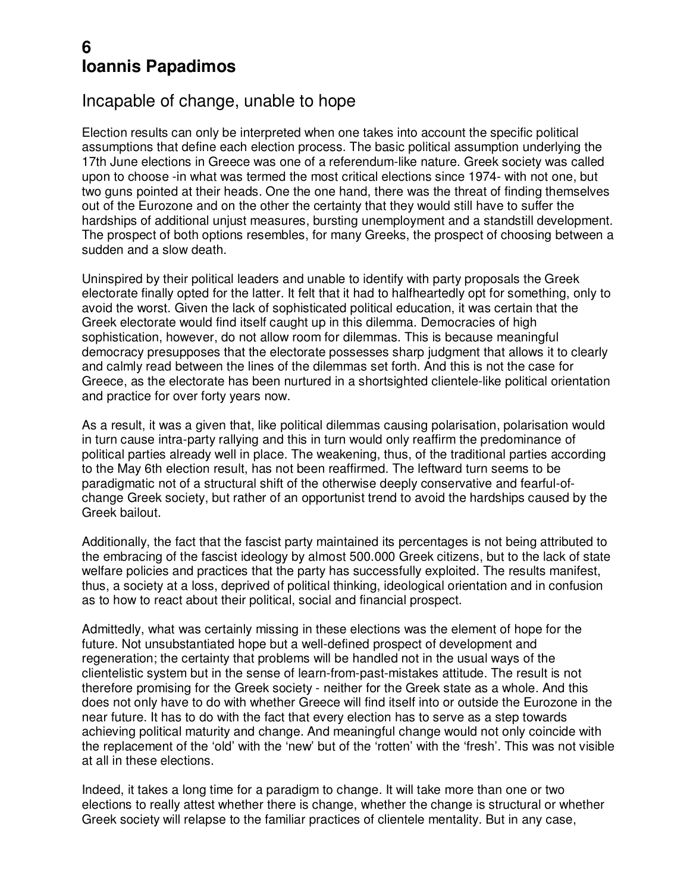# 6
# Ioannis Papadimos

## Incapable of change, unable to hope

Election results can only be interpreted when one takes into account the specific political assumptions that define each election process. The basic political assumption underlying the 17th June elections in Greece was one of a referendum-like nature. Greek society was called upon to choose -in what was termed the most critical elections since 1974- with not one, but two guns pointed at their heads. One the one hand, there was the threat of finding themselves out of the Eurozone and on the other the certainty that they would still have to suffer the hardships of additional unjust measures, bursting unemployment and a standstill development. The prospect of both options resembles, for many Greeks, the prospect of choosing between a sudden and a slow death.

Uninspired by their political leaders and unable to identify with party proposals the Greek electorate finally opted for the latter. It felt that it had to halfheartedly opt for something, only to avoid the worst. Given the lack of sophisticated political education, it was certain that the Greek electorate would find itself caught up in this dilemma. Democracies of high sophistication, however, do not allow room for dilemmas. This is because meaningful democracy presupposes that the electorate possesses sharp judgment that allows it to clearly and calmly read between the lines of the dilemmas set forth. And this is not the case for Greece, as the electorate has been nurtured in a shortsighted clientele-like political orientation and practice for over forty years now.

As a result, it was a given that, like political dilemmas causing polarisation, polarisation would in turn cause intra-party rallying and this in turn would only reaffirm the predominance of political parties already well in place. The weakening, thus, of the traditional parties according to the May 6th election result, has not been reaffirmed. The leftward turn seems to be paradigmatic not of a structural shift of the otherwise deeply conservative and fearful-of-change Greek society, but rather of an opportunist trend to avoid the hardships caused by the Greek bailout.

Additionally, the fact that the fascist party maintained its percentages is not being attributed to the embracing of the fascist ideology by almost 500.000 Greek citizens, but to the lack of state welfare policies and practices that the party has successfully exploited. The results manifest, thus, a society at a loss, deprived of political thinking, ideological orientation and in confusion as to how to react about their political, social and financial prospect.

Admittedly, what was certainly missing in these elections was the element of hope for the future. Not unsubstantiated hope but a well-defined prospect of development and regeneration; the certainty that problems will be handled not in the usual ways of the clientelistic system but in the sense of learn-from-past-mistakes attitude. The result is not therefore promising for the Greek society - neither for the Greek state as a whole. And this does not only have to do with whether Greece will find itself into or outside the Eurozone in the near future. It has to do with the fact that every election has to serve as a step towards achieving political maturity and change. And meaningful change would not only coincide with the replacement of the 'old' with the 'new' but of the 'rotten' with the 'fresh'. This was not visible at all in these elections.

Indeed, it takes a long time for a paradigm to change. It will take more than one or two elections to really attest whether there is change, whether the change is structural or whether Greek society will relapse to the familiar practices of clientele mentality. But in any case,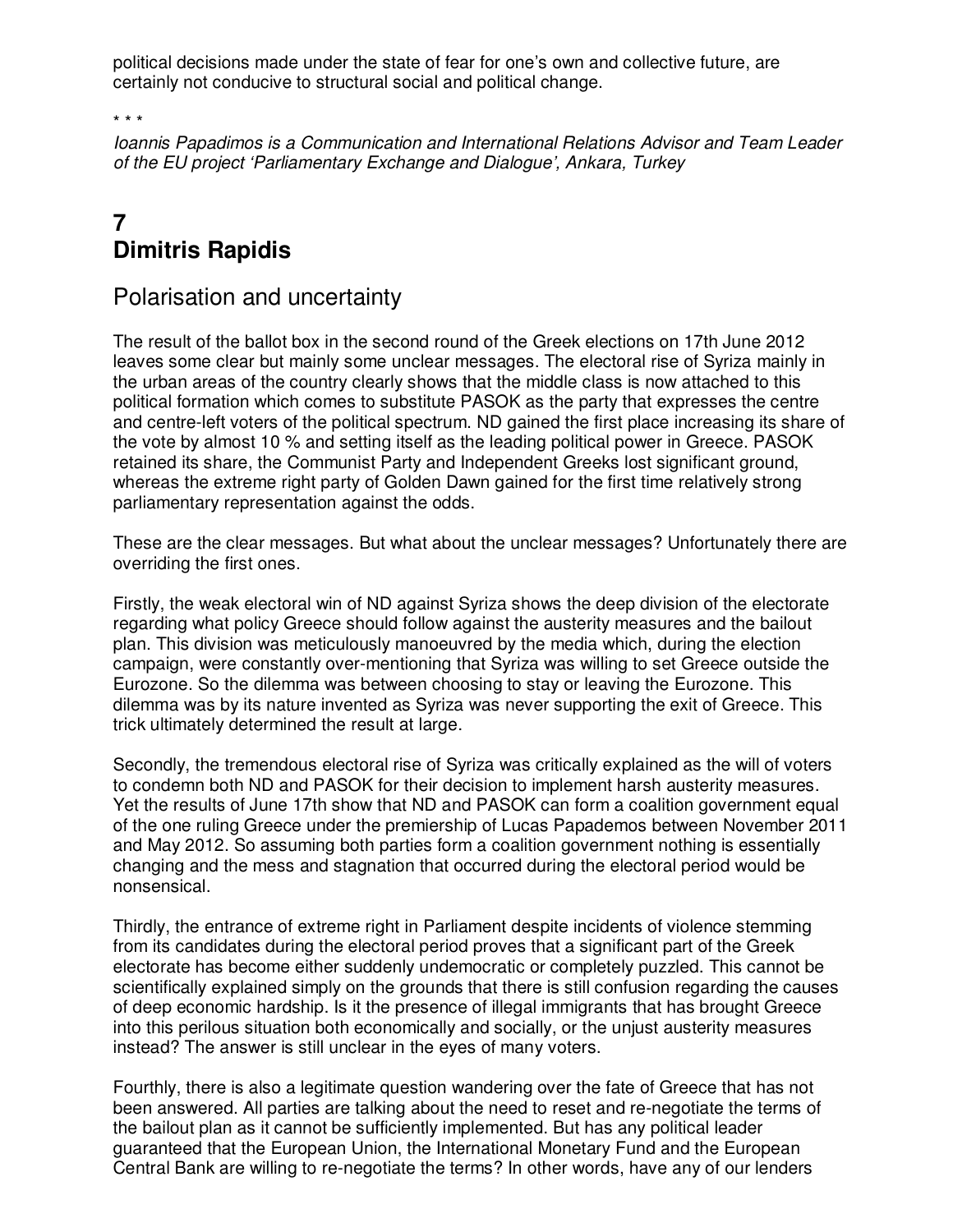political decisions made under the state of fear for one's own and collective future, are certainly not conducive to structural social and political change.

\* \* \*

*Ioannis Papadimos is a Communication and International Relations Advisor and Team Leader of the EU project 'Parliamentary Exchange and Dialogue', Ankara, Turkey*

# 7
# Dimitris Rapidis

## Polarisation and uncertainty

The result of the ballot box in the second round of the Greek elections on 17th June 2012 leaves some clear but mainly some unclear messages. The electoral rise of Syriza mainly in the urban areas of the country clearly shows that the middle class is now attached to this political formation which comes to substitute PASOK as the party that expresses the centre and centre-left voters of the political spectrum. ND gained the first place increasing its share of the vote by almost 10 % and setting itself as the leading political power in Greece. PASOK retained its share, the Communist Party and Independent Greeks lost significant ground, whereas the extreme right party of Golden Dawn gained for the first time relatively strong parliamentary representation against the odds.

These are the clear messages. But what about the unclear messages? Unfortunately there are overriding the first ones.

Firstly, the weak electoral win of ND against Syriza shows the deep division of the electorate regarding what policy Greece should follow against the austerity measures and the bailout plan. This division was meticulously manoeuvred by the media which, during the election campaign, were constantly over-mentioning that Syriza was willing to set Greece outside the Eurozone. So the dilemma was between choosing to stay or leaving the Eurozone. This dilemma was by its nature invented as Syriza was never supporting the exit of Greece. This trick ultimately determined the result at large.

Secondly, the tremendous electoral rise of Syriza was critically explained as the will of voters to condemn both ND and PASOK for their decision to implement harsh austerity measures. Yet the results of June 17th show that ND and PASOK can form a coalition government equal of the one ruling Greece under the premiership of Lucas Papademos between November 2011 and May 2012. So assuming both parties form a coalition government nothing is essentially changing and the mess and stagnation that occurred during the electoral period would be nonsensical.

Thirdly, the entrance of extreme right in Parliament despite incidents of violence stemming from its candidates during the electoral period proves that a significant part of the Greek electorate has become either suddenly undemocratic or completely puzzled. This cannot be scientifically explained simply on the grounds that there is still confusion regarding the causes of deep economic hardship. Is it the presence of illegal immigrants that has brought Greece into this perilous situation both economically and socially, or the unjust austerity measures instead? The answer is still unclear in the eyes of many voters.

Fourthly, there is also a legitimate question wandering over the fate of Greece that has not been answered. All parties are talking about the need to reset and re-negotiate the terms of the bailout plan as it cannot be sufficiently implemented. But has any political leader guaranteed that the European Union, the International Monetary Fund and the European Central Bank are willing to re-negotiate the terms? In other words, have any of our lenders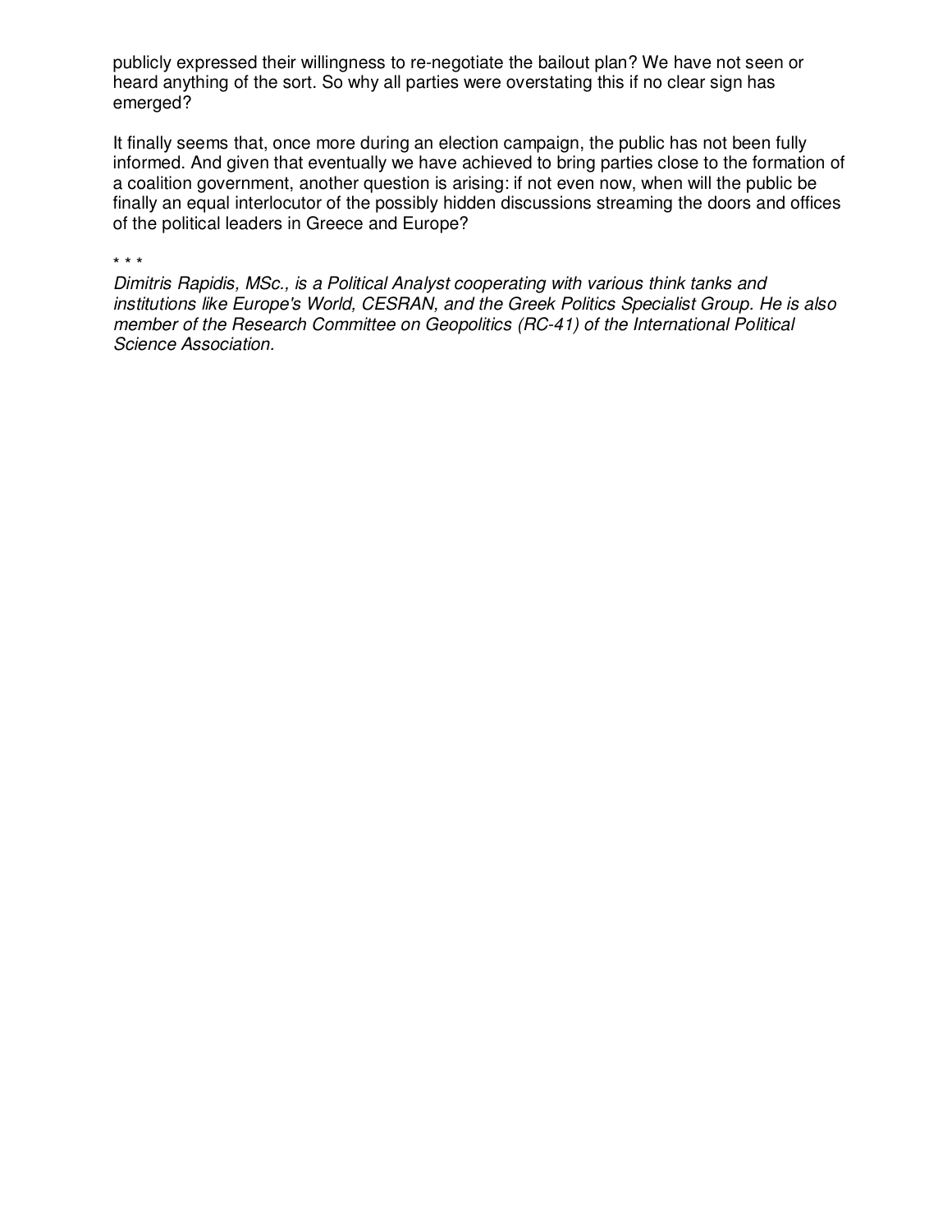publicly expressed their willingness to re-negotiate the bailout plan? We have not seen or heard anything of the sort. So why all parties were overstating this if no clear sign has emerged?

It finally seems that, once more during an election campaign, the public has not been fully informed. And given that eventually we have achieved to bring parties close to the formation of a coalition government, another question is arising: if not even now, when will the public be finally an equal interlocutor of the possibly hidden discussions streaming the doors and offices of the political leaders in Greece and Europe?

\* \* \*

*Dimitris Rapidis, MSc., is a Political Analyst cooperating with various think tanks and institutions like Europe's World, CESRAN, and the Greek Politics Specialist Group. He is also member of the Research Committee on Geopolitics (RC-41) of the International Political Science Association.*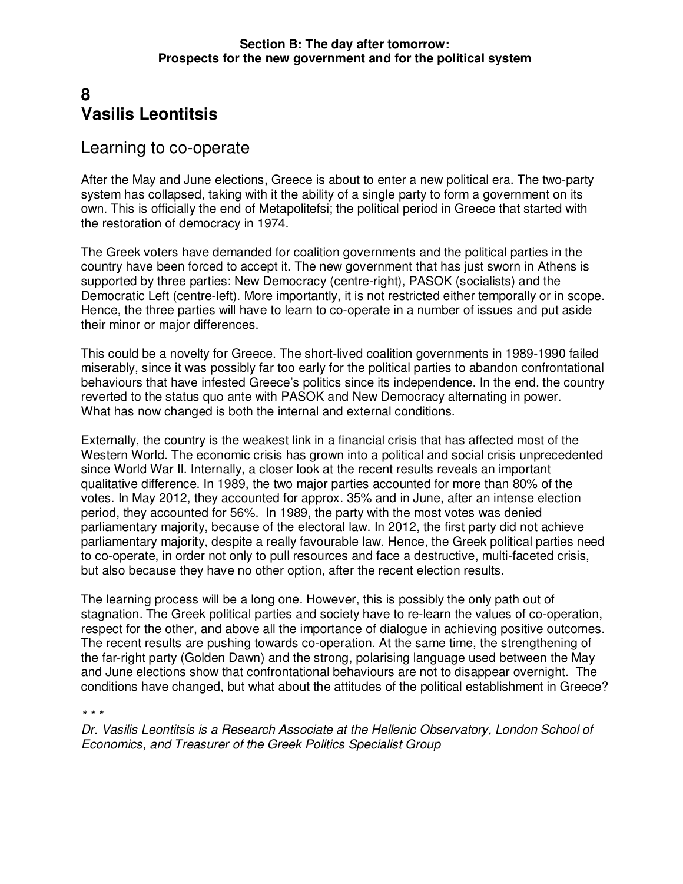**Section B: The day after tomorrow: Prospects for the new government and for the political system**

# 8
# Vasilis Leontitsis

## Learning to co-operate

After the May and June elections, Greece is about to enter a new political era. The two-party system has collapsed, taking with it the ability of a single party to form a government on its own. This is officially the end of Metapolitefsi; the political period in Greece that started with the restoration of democracy in 1974.

The Greek voters have demanded for coalition governments and the political parties in the country have been forced to accept it. The new government that has just sworn in Athens is supported by three parties: New Democracy (centre-right), PASOK (socialists) and the Democratic Left (centre-left). More importantly, it is not restricted either temporally or in scope. Hence, the three parties will have to learn to co-operate in a number of issues and put aside their minor or major differences.

This could be a novelty for Greece. The short-lived coalition governments in 1989-1990 failed miserably, since it was possibly far too early for the political parties to abandon confrontational behaviours that have infested Greece's politics since its independence. In the end, the country reverted to the status quo ante with PASOK and New Democracy alternating in power. What has now changed is both the internal and external conditions.

Externally, the country is the weakest link in a financial crisis that has affected most of the Western World. The economic crisis has grown into a political and social crisis unprecedented since World War II. Internally, a closer look at the recent results reveals an important qualitative difference. In 1989, the two major parties accounted for more than 80% of the votes. In May 2012, they accounted for approx. 35% and in June, after an intense election period, they accounted for 56%. In 1989, the party with the most votes was denied parliamentary majority, because of the electoral law. In 2012, the first party did not achieve parliamentary majority, despite a really favourable law. Hence, the Greek political parties need to co-operate, in order not only to pull resources and face a destructive, multi-faceted crisis, but also because they have no other option, after the recent election results.

The learning process will be a long one. However, this is possibly the only path out of stagnation. The Greek political parties and society have to re-learn the values of co-operation, respect for the other, and above all the importance of dialogue in achieving positive outcomes. The recent results are pushing towards co-operation. At the same time, the strengthening of the far-right party (Golden Dawn) and the strong, polarising language used between the May and June elections show that confrontational behaviours are not to disappear overnight. The conditions have changed, but what about the attitudes of the political establishment in Greece?

\* \* \*

*Dr. Vasilis Leontitsis is a Research Associate at the Hellenic Observatory, London School of Economics, and Treasurer of the Greek Politics Specialist Group*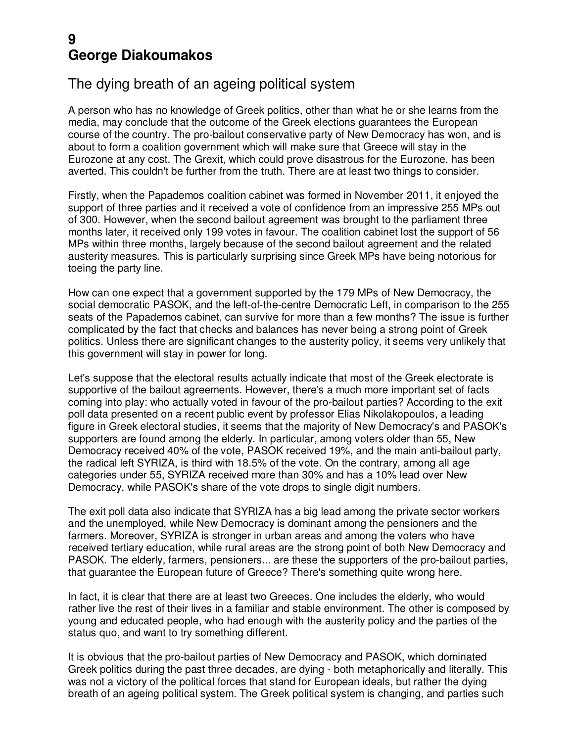# 9
# George Diakoumakos

## The dying breath of an ageing political system

A person who has no knowledge of Greek politics, other than what he or she learns from the media, may conclude that the outcome of the Greek elections guarantees the European course of the country. The pro-bailout conservative party of New Democracy has won, and is about to form a coalition government which will make sure that Greece will stay in the Eurozone at any cost. The Grexit, which could prove disastrous for the Eurozone, has been averted. This couldn't be further from the truth. There are at least two things to consider.

Firstly, when the Papademos coalition cabinet was formed in November 2011, it enjoyed the support of three parties and it received a vote of confidence from an impressive 255 MPs out of 300. However, when the second bailout agreement was brought to the parliament three months later, it received only 199 votes in favour. The coalition cabinet lost the support of 56 MPs within three months, largely because of the second bailout agreement and the related austerity measures. This is particularly surprising since Greek MPs have being notorious for toeing the party line.

How can one expect that a government supported by the 179 MPs of New Democracy, the social democratic PASOK, and the left-of-the-centre Democratic Left, in comparison to the 255 seats of the Papademos cabinet, can survive for more than a few months? The issue is further complicated by the fact that checks and balances has never being a strong point of Greek politics. Unless there are significant changes to the austerity policy, it seems very unlikely that this government will stay in power for long.

Let's suppose that the electoral results actually indicate that most of the Greek electorate is supportive of the bailout agreements. However, there's a much more important set of facts coming into play: who actually voted in favour of the pro-bailout parties? According to the exit poll data presented on a recent public event by professor Elias Nikolakopoulos, a leading figure in Greek electoral studies, it seems that the majority of New Democracy's and PASOK's supporters are found among the elderly. In particular, among voters older than 55, New Democracy received 40% of the vote, PASOK received 19%, and the main anti-bailout party, the radical left SYRIZA, is third with 18.5% of the vote. On the contrary, among all age categories under 55, SYRIZA received more than 30% and has a 10% lead over New Democracy, while PASOK's share of the vote drops to single digit numbers.

The exit poll data also indicate that SYRIZA has a big lead among the private sector workers and the unemployed, while New Democracy is dominant among the pensioners and the farmers. Moreover, SYRIZA is stronger in urban areas and among the voters who have received tertiary education, while rural areas are the strong point of both New Democracy and PASOK. The elderly, farmers, pensioners... are these the supporters of the pro-bailout parties, that guarantee the European future of Greece? There's something quite wrong here.

In fact, it is clear that there are at least two Greeces. One includes the elderly, who would rather live the rest of their lives in a familiar and stable environment. The other is composed by young and educated people, who had enough with the austerity policy and the parties of the status quo, and want to try something different.

It is obvious that the pro-bailout parties of New Democracy and PASOK, which dominated Greek politics during the past three decades, are dying - both metaphorically and literally. This was not a victory of the political forces that stand for European ideals, but rather the dying breath of an ageing political system. The Greek political system is changing, and parties such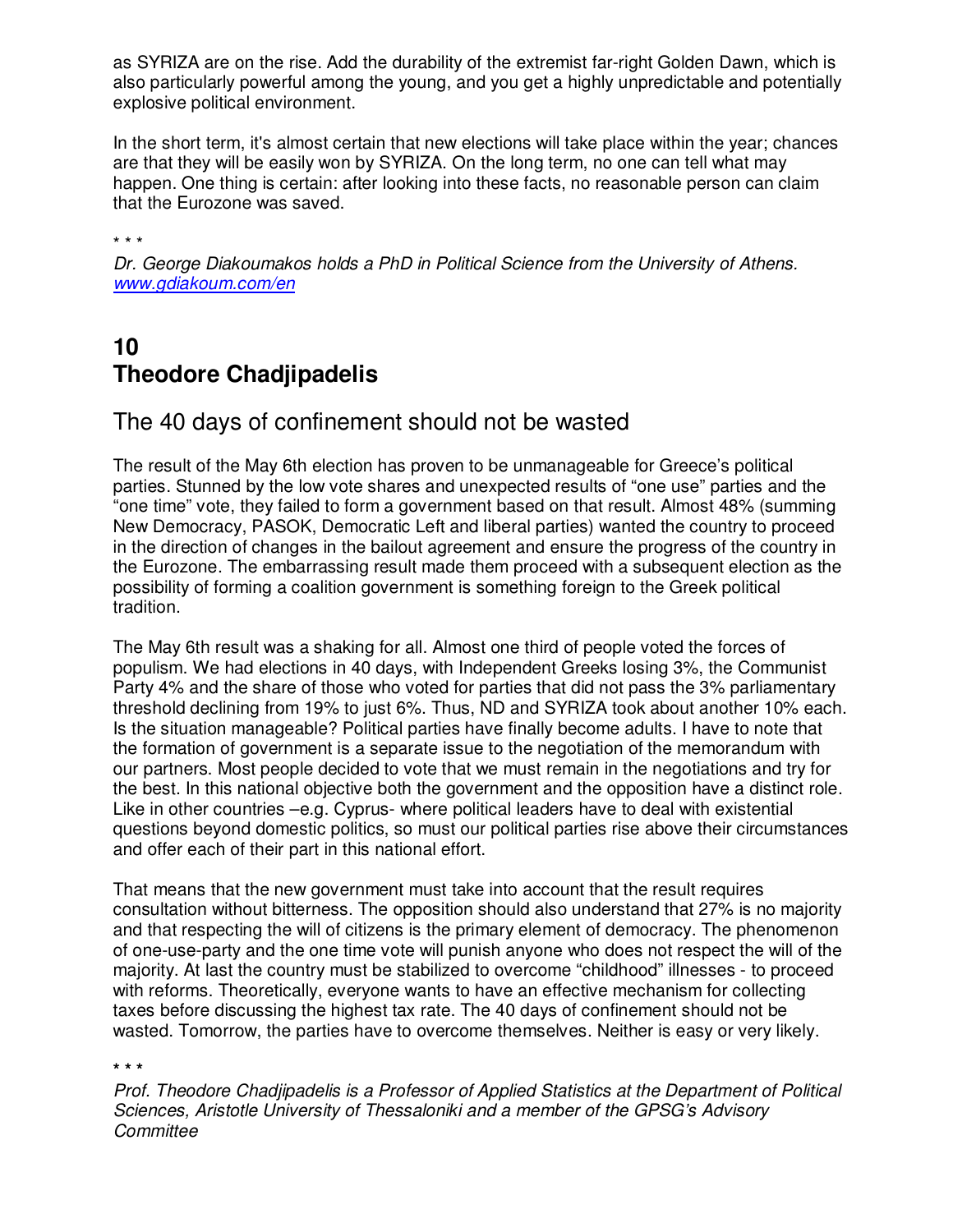as SYRIZA are on the rise. Add the durability of the extremist far-right Golden Dawn, which is also particularly powerful among the young, and you get a highly unpredictable and potentially explosive political environment.

In the short term, it's almost certain that new elections will take place within the year; chances are that they will be easily won by SYRIZA. On the long term, no one can tell what may happen. One thing is certain: after looking into these facts, no reasonable person can claim that the Eurozone was saved.

\* \* \*

*Dr. George Diakoumakos holds a PhD in Political Science from the University of Athens.* [www.gdiakoum.com/en](www.gdiakoum.com/en)

## 10
## Theodore Chadjipadelis

### The 40 days of confinement should not be wasted

The result of the May 6th election has proven to be unmanageable for Greece's political parties. Stunned by the low vote shares and unexpected results of "one use" parties and the "one time" vote, they failed to form a government based on that result. Almost 48% (summing New Democracy, PASOK, Democratic Left and liberal parties) wanted the country to proceed in the direction of changes in the bailout agreement and ensure the progress of the country in the Eurozone. The embarrassing result made them proceed with a subsequent election as the possibility of forming a coalition government is something foreign to the Greek political tradition.

The May 6th result was a shaking for all. Almost one third of people voted the forces of populism. We had elections in 40 days, with Independent Greeks losing 3%, the Communist Party 4% and the share of those who voted for parties that did not pass the 3% parliamentary threshold declining from 19% to just 6%. Thus, ND and SYRIZA took about another 10% each. Is the situation manageable? Political parties have finally become adults. I have to note that the formation of government is a separate issue to the negotiation of the memorandum with our partners. Most people decided to vote that we must remain in the negotiations and try for the best. In this national objective both the government and the opposition have a distinct role. Like in other countries –e.g. Cyprus- where political leaders have to deal with existential questions beyond domestic politics, so must our political parties rise above their circumstances and offer each of their part in this national effort.

That means that the new government must take into account that the result requires consultation without bitterness. The opposition should also understand that 27% is no majority and that respecting the will of citizens is the primary element of democracy. The phenomenon of one-use-party and the one time vote will punish anyone who does not respect the will of the majority. At last the country must be stabilized to overcome "childhood" illnesses - to proceed with reforms. Theoretically, everyone wants to have an effective mechanism for collecting taxes before discussing the highest tax rate. The 40 days of confinement should not be wasted. Tomorrow, the parties have to overcome themselves. Neither is easy or very likely.

\* \* \*

*Prof. Theodore Chadjipadelis is a Professor of Applied Statistics at the Department of Political Sciences, Aristotle University of Thessaloniki and a member of the GPSG's Advisory Committee*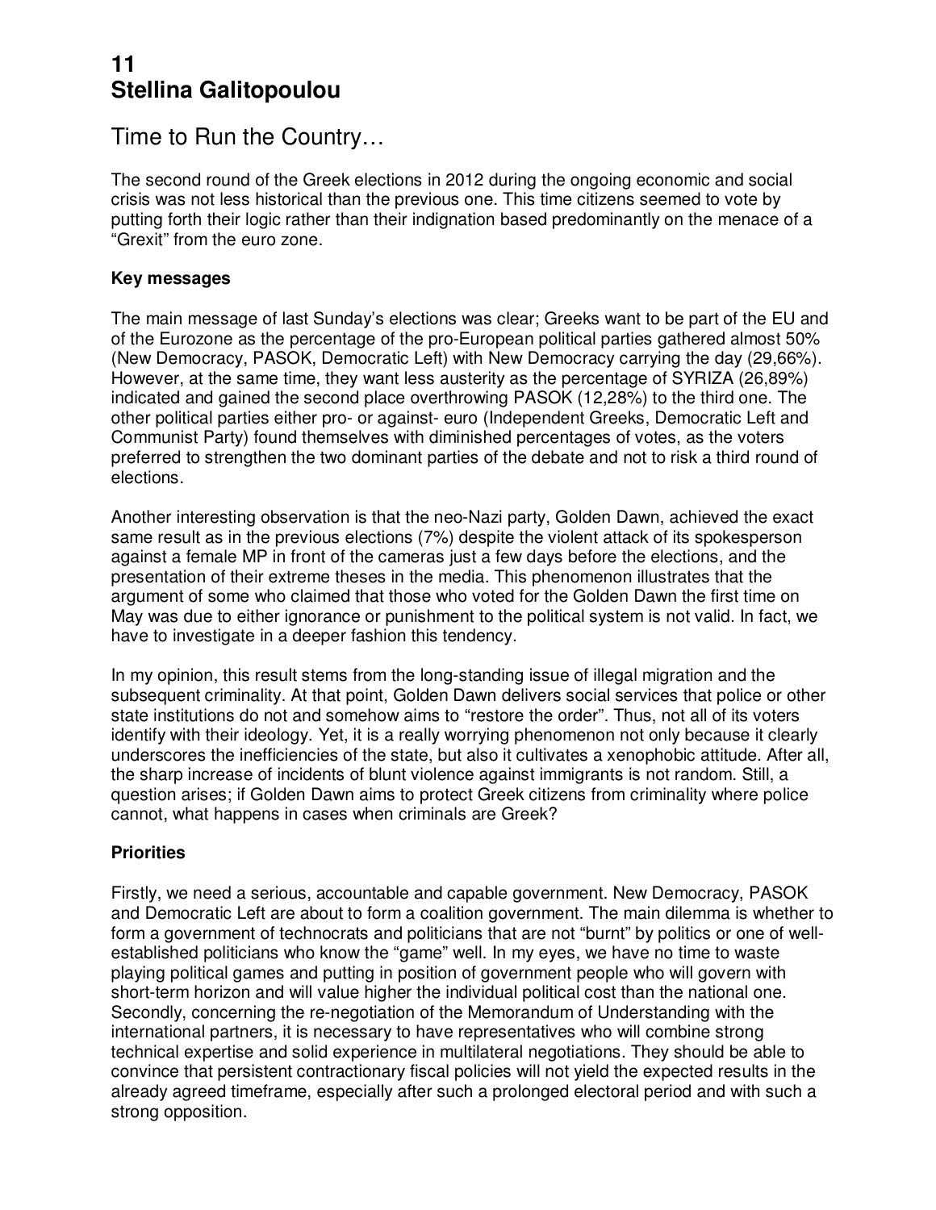# 11
# Stellina Galitopoulou

## Time to Run the Country…

The second round of the Greek elections in 2012 during the ongoing economic and social crisis was not less historical than the previous one. This time citizens seemed to vote by putting forth their logic rather than their indignation based predominantly on the menace of a "Grexit" from the euro zone.

### Key messages

The main message of last Sunday's elections was clear; Greeks want to be part of the EU and of the Eurozone as the percentage of the pro-European political parties gathered almost 50% (New Democracy, PASOK, Democratic Left) with New Democracy carrying the day (29,66%). However, at the same time, they want less austerity as the percentage of SYRIZA (26,89%) indicated and gained the second place overthrowing PASOK (12,28%) to the third one. The other political parties either pro- or against- euro (Independent Greeks, Democratic Left and Communist Party) found themselves with diminished percentages of votes, as the voters preferred to strengthen the two dominant parties of the debate and not to risk a third round of elections.

Another interesting observation is that the neo-Nazi party, Golden Dawn, achieved the exact same result as in the previous elections (7%) despite the violent attack of its spokesperson against a female MP in front of the cameras just a few days before the elections, and the presentation of their extreme theses in the media. This phenomenon illustrates that the argument of some who claimed that those who voted for the Golden Dawn the first time on May was due to either ignorance or punishment to the political system is not valid. In fact, we have to investigate in a deeper fashion this tendency.

In my opinion, this result stems from the long-standing issue of illegal migration and the subsequent criminality. At that point, Golden Dawn delivers social services that police or other state institutions do not and somehow aims to "restore the order". Thus, not all of its voters identify with their ideology. Yet, it is a really worrying phenomenon not only because it clearly underscores the inefficiencies of the state, but also it cultivates a xenophobic attitude. After all, the sharp increase of incidents of blunt violence against immigrants is not random. Still, a question arises; if Golden Dawn aims to protect Greek citizens from criminality where police cannot, what happens in cases when criminals are Greek?

### Priorities

Firstly, we need a serious, accountable and capable government. New Democracy, PASOK and Democratic Left are about to form a coalition government. The main dilemma is whether to form a government of technocrats and politicians that are not "burnt" by politics or one of well-established politicians who know the "game" well. In my eyes, we have no time to waste playing political games and putting in position of government people who will govern with short-term horizon and will value higher the individual political cost than the national one. Secondly, concerning the re-negotiation of the Memorandum of Understanding with the international partners, it is necessary to have representatives who will combine strong technical expertise and solid experience in multilateral negotiations. They should be able to convince that persistent contractionary fiscal policies will not yield the expected results in the already agreed timeframe, especially after such a prolonged electoral period and with such a strong opposition.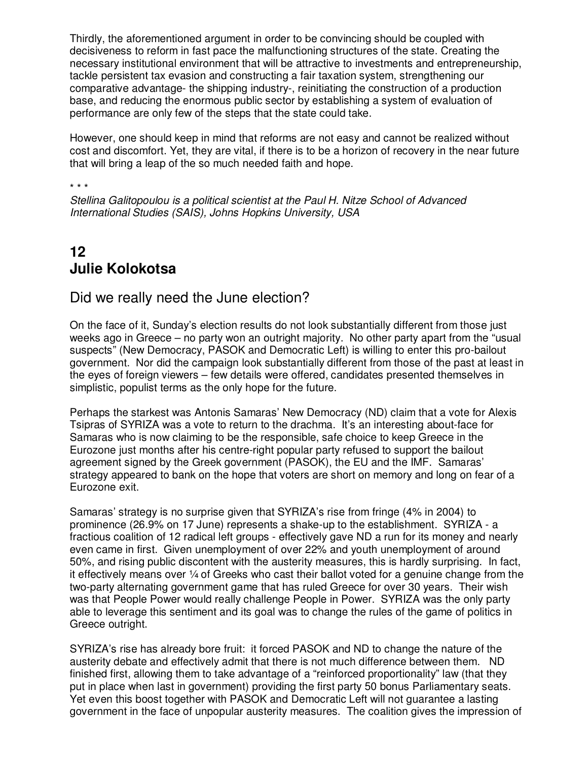Thirdly, the aforementioned argument in order to be convincing should be coupled with decisiveness to reform in fast pace the malfunctioning structures of the state. Creating the necessary institutional environment that will be attractive to investments and entrepreneurship, tackle persistent tax evasion and constructing a fair taxation system, strengthening our comparative advantage- the shipping industry-, reinitiating the construction of a production base, and reducing the enormous public sector by establishing a system of evaluation of performance are only few of the steps that the state could take.

However, one should keep in mind that reforms are not easy and cannot be realized without cost and discomfort. Yet, they are vital, if there is to be a horizon of recovery in the near future that will bring a leap of the so much needed faith and hope.

\* \* \*

*Stellina Galitopoulou is a political scientist at the Paul H. Nitze School of Advanced International Studies (SAIS), Johns Hopkins University, USA*

## 12
## Julie Kolokotsa

### Did we really need the June election?

On the face of it, Sunday's election results do not look substantially different from those just weeks ago in Greece – no party won an outright majority. No other party apart from the "usual suspects" (New Democracy, PASOK and Democratic Left) is willing to enter this pro-bailout government. Nor did the campaign look substantially different from those of the past at least in the eyes of foreign viewers – few details were offered, candidates presented themselves in simplistic, populist terms as the only hope for the future.

Perhaps the starkest was Antonis Samaras' New Democracy (ND) claim that a vote for Alexis Tsipras of SYRIZA was a vote to return to the drachma. It's an interesting about-face for Samaras who is now claiming to be the responsible, safe choice to keep Greece in the Eurozone just months after his centre-right popular party refused to support the bailout agreement signed by the Greek government (PASOK), the EU and the IMF. Samaras' strategy appeared to bank on the hope that voters are short on memory and long on fear of a Eurozone exit.

Samaras' strategy is no surprise given that SYRIZA's rise from fringe (4% in 2004) to prominence (26.9% on 17 June) represents a shake-up to the establishment. SYRIZA - a fractious coalition of 12 radical left groups - effectively gave ND a run for its money and nearly even came in first. Given unemployment of over 22% and youth unemployment of around 50%, and rising public discontent with the austerity measures, this is hardly surprising. In fact, it effectively means over ¼ of Greeks who cast their ballot voted for a genuine change from the two-party alternating government game that has ruled Greece for over 30 years. Their wish was that People Power would really challenge People in Power. SYRIZA was the only party able to leverage this sentiment and its goal was to change the rules of the game of politics in Greece outright.

SYRIZA's rise has already bore fruit: it forced PASOK and ND to change the nature of the austerity debate and effectively admit that there is not much difference between them. ND finished first, allowing them to take advantage of a "reinforced proportionality" law (that they put in place when last in government) providing the first party 50 bonus Parliamentary seats. Yet even this boost together with PASOK and Democratic Left will not guarantee a lasting government in the face of unpopular austerity measures. The coalition gives the impression of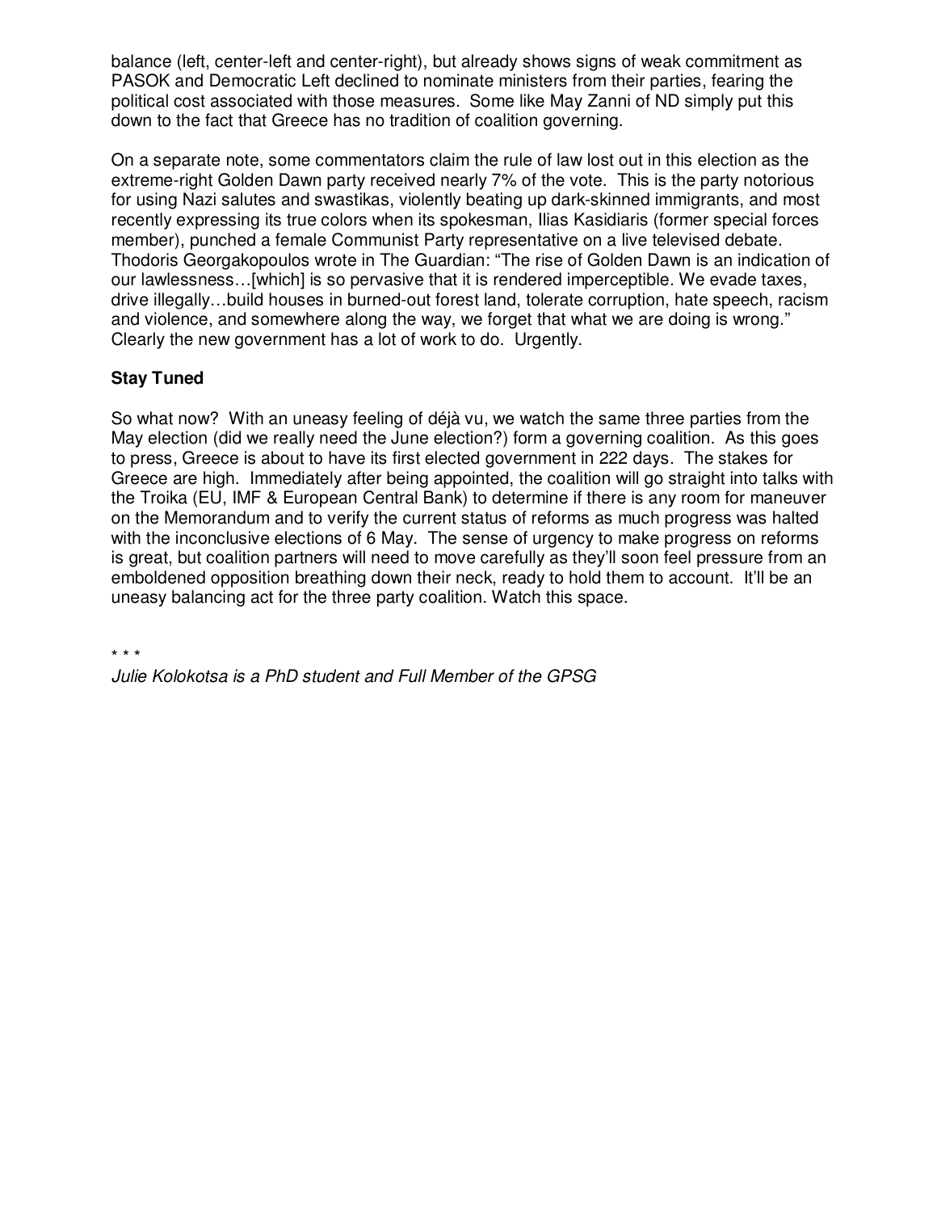balance (left, center-left and center-right), but already shows signs of weak commitment as PASOK and Democratic Left declined to nominate ministers from their parties, fearing the political cost associated with those measures. Some like May Zanni of ND simply put this down to the fact that Greece has no tradition of coalition governing.

On a separate note, some commentators claim the rule of law lost out in this election as the extreme-right Golden Dawn party received nearly 7% of the vote. This is the party notorious for using Nazi salutes and swastikas, violently beating up dark-skinned immigrants, and most recently expressing its true colors when its spokesman, Ilias Kasidiaris (former special forces member), punched a female Communist Party representative on a live televised debate. Thodoris Georgakopoulos wrote in The Guardian: "The rise of Golden Dawn is an indication of our lawlessness…[which] is so pervasive that it is rendered imperceptible. We evade taxes, drive illegally…build houses in burned-out forest land, tolerate corruption, hate speech, racism and violence, and somewhere along the way, we forget that what we are doing is wrong." Clearly the new government has a lot of work to do. Urgently.

**Stay Tuned**

So what now? With an uneasy feeling of déjà vu, we watch the same three parties from the May election (did we really need the June election?) form a governing coalition. As this goes to press, Greece is about to have its first elected government in 222 days. The stakes for Greece are high. Immediately after being appointed, the coalition will go straight into talks with the Troika (EU, IMF & European Central Bank) to determine if there is any room for maneuver on the Memorandum and to verify the current status of reforms as much progress was halted with the inconclusive elections of 6 May. The sense of urgency to make progress on reforms is great, but coalition partners will need to move carefully as they'll soon feel pressure from an emboldened opposition breathing down their neck, ready to hold them to account. It'll be an uneasy balancing act for the three party coalition. Watch this space.

\* \* \*

*Julie Kolokotsa is a PhD student and Full Member of the GPSG*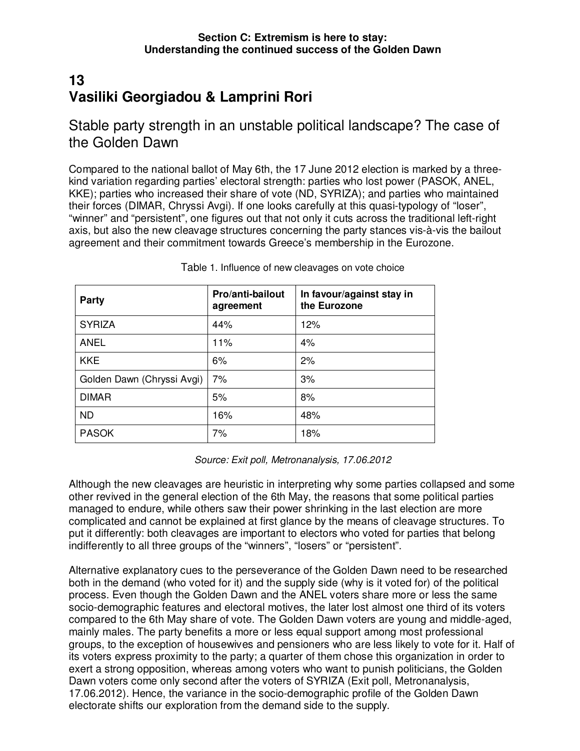**Section C: Extremism is here to stay:**
**Understanding the continued success of the Golden Dawn**

# 13
# Vasiliki Georgiadou & Lamprini Rori

## Stable party strength in an unstable political landscape? The case of the Golden Dawn

Compared to the national ballot of May 6th, the 17 June 2012 election is marked by a three-kind variation regarding parties' electoral strength: parties who lost power (PASOK, ANEL, KKE); parties who increased their share of vote (ND, SYRIZA); and parties who maintained their forces (DIMAR, Chryssi Avgi). If one looks carefully at this quasi-typology of "loser", "winner" and "persistent", one figures out that not only it cuts across the traditional left-right axis, but also the new cleavage structures concerning the party stances vis-à-vis the bailout agreement and their commitment towards Greece's membership in the Eurozone.

Table 1. Influence of new cleavages on vote choice

| Party | Pro/anti-bailout agreement | In favour/against stay in the Eurozone |
|---|---|---|
| SYRIZA | 44% | 12% |
| ANEL | 11% | 4% |
| KKE | 6% | 2% |
| Golden Dawn (Chryssi Avgi) | 7% | 3% |
| DIMAR | 5% | 8% |
| ND | 16% | 48% |
| PASOK | 7% | 18% |

*Source: Exit poll, Metronanalysis, 17.06.2012*

Although the new cleavages are heuristic in interpreting why some parties collapsed and some other revived in the general election of the 6th May, the reasons that some political parties managed to endure, while others saw their power shrinking in the last election are more complicated and cannot be explained at first glance by the means of cleavage structures. To put it differently: both cleavages are important to electors who voted for parties that belong indifferently to all three groups of the "winners", "losers" or "persistent".

Alternative explanatory cues to the perseverance of the Golden Dawn need to be researched both in the demand (who voted for it) and the supply side (why is it voted for) of the political process. Even though the Golden Dawn and the ANEL voters share more or less the same socio-demographic features and electoral motives, the later lost almost one third of its voters compared to the 6th May share of vote. The Golden Dawn voters are young and middle-aged, mainly males. The party benefits a more or less equal support among most professional groups, to the exception of housewives and pensioners who are less likely to vote for it. Half of its voters express proximity to the party; a quarter of them chose this organization in order to exert a strong opposition, whereas among voters who want to punish politicians, the Golden Dawn voters come only second after the voters of SYRIZA (Exit poll, Metronanalysis, 17.06.2012). Hence, the variance in the socio-demographic profile of the Golden Dawn electorate shifts our exploration from the demand side to the supply.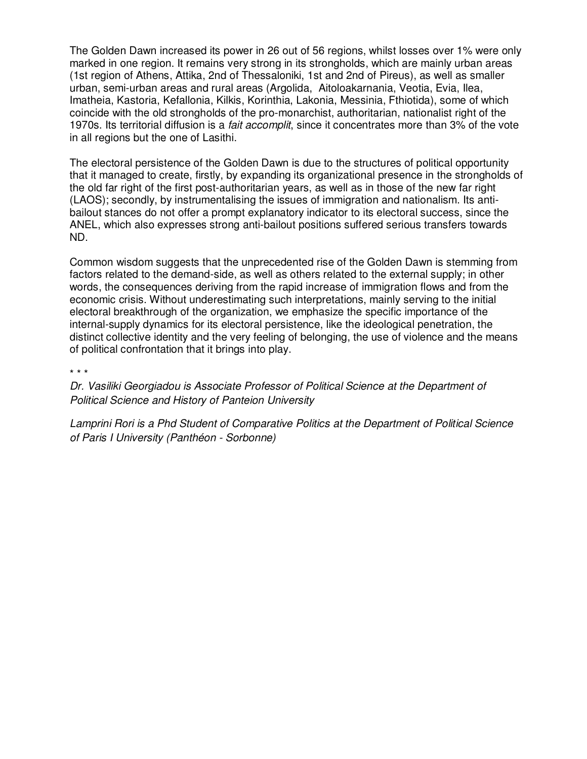The Golden Dawn increased its power in 26 out of 56 regions, whilst losses over 1% were only marked in one region. It remains very strong in its strongholds, which are mainly urban areas (1st region of Athens, Attika, 2nd of Thessaloniki, 1st and 2nd of Pireus), as well as smaller urban, semi-urban areas and rural areas (Argolida, Aitoloakarnania, Veotia, Evia, Ilea, Imatheia, Kastoria, Kefallonia, Kilkis, Korinthia, Lakonia, Messinia, Fthiotida), some of which coincide with the old strongholds of the pro-monarchist, authoritarian, nationalist right of the 1970s. Its territorial diffusion is a *fait accomplit*, since it concentrates more than 3% of the vote in all regions but the one of Lasithi.

The electoral persistence of the Golden Dawn is due to the structures of political opportunity that it managed to create, firstly, by expanding its organizational presence in the strongholds of the old far right of the first post-authoritarian years, as well as in those of the new far right (LAOS); secondly, by instrumentalising the issues of immigration and nationalism. Its anti-bailout stances do not offer a prompt explanatory indicator to its electoral success, since the ANEL, which also expresses strong anti-bailout positions suffered serious transfers towards ND.

Common wisdom suggests that the unprecedented rise of the Golden Dawn is stemming from factors related to the demand-side, as well as others related to the external supply; in other words, the consequences deriving from the rapid increase of immigration flows and from the economic crisis. Without underestimating such interpretations, mainly serving to the initial electoral breakthrough of the organization, we emphasize the specific importance of the internal-supply dynamics for its electoral persistence, like the ideological penetration, the distinct collective identity and the very feeling of belonging, the use of violence and the means of political confrontation that it brings into play.

\* \* \*

*Dr. Vasiliki Georgiadou is Associate Professor of Political Science at the Department of Political Science and History of Panteion University*

*Lamprini Rori is a Phd Student of Comparative Politics at the Department of Political Science of Paris I University (Panthéon - Sorbonne)*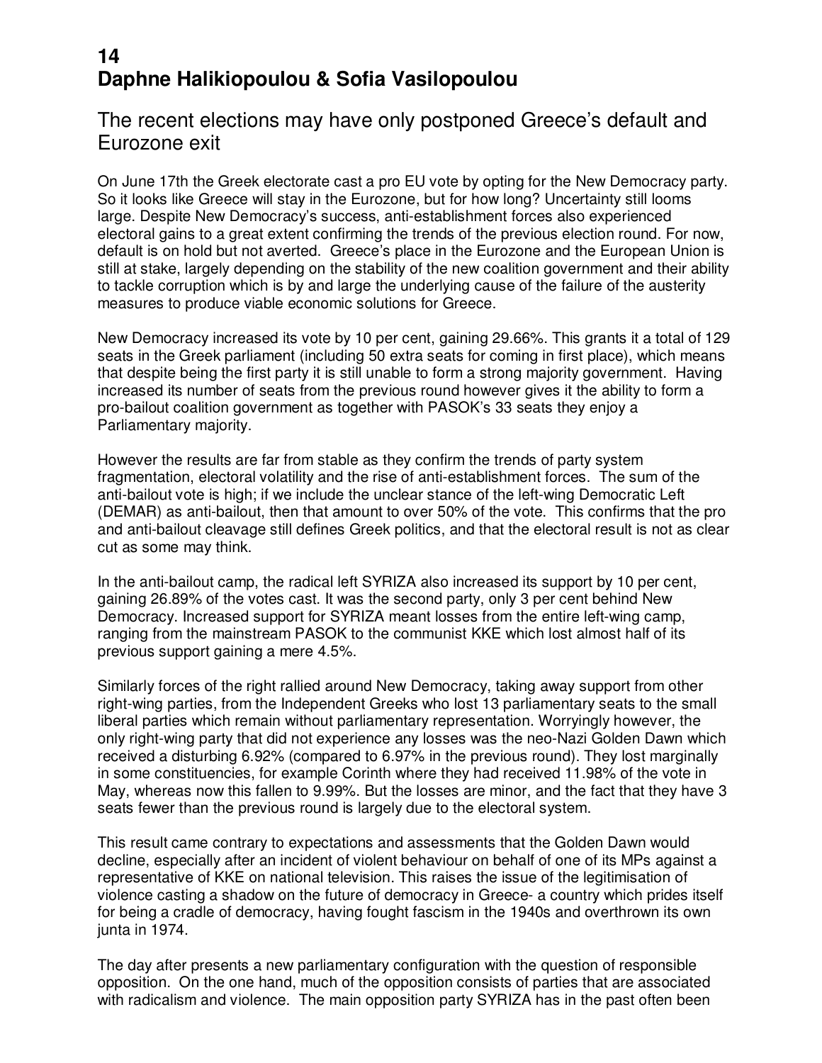# 14
# Daphne Halikiopoulou & Sofia Vasilopoulou

## The recent elections may have only postponed Greece's default and Eurozone exit

On June 17th the Greek electorate cast a pro EU vote by opting for the New Democracy party. So it looks like Greece will stay in the Eurozone, but for how long? Uncertainty still looms large. Despite New Democracy's success, anti-establishment forces also experienced electoral gains to a great extent confirming the trends of the previous election round. For now, default is on hold but not averted. Greece's place in the Eurozone and the European Union is still at stake, largely depending on the stability of the new coalition government and their ability to tackle corruption which is by and large the underlying cause of the failure of the austerity measures to produce viable economic solutions for Greece.

New Democracy increased its vote by 10 per cent, gaining 29.66%. This grants it a total of 129 seats in the Greek parliament (including 50 extra seats for coming in first place), which means that despite being the first party it is still unable to form a strong majority government. Having increased its number of seats from the previous round however gives it the ability to form a pro-bailout coalition government as together with PASOK's 33 seats they enjoy a Parliamentary majority.

However the results are far from stable as they confirm the trends of party system fragmentation, electoral volatility and the rise of anti-establishment forces. The sum of the anti-bailout vote is high; if we include the unclear stance of the left-wing Democratic Left (DEMAR) as anti-bailout, then that amount to over 50% of the vote. This confirms that the pro and anti-bailout cleavage still defines Greek politics, and that the electoral result is not as clear cut as some may think.

In the anti-bailout camp, the radical left SYRIZA also increased its support by 10 per cent, gaining 26.89% of the votes cast. It was the second party, only 3 per cent behind New Democracy. Increased support for SYRIZA meant losses from the entire left-wing camp, ranging from the mainstream PASOK to the communist KKE which lost almost half of its previous support gaining a mere 4.5%.

Similarly forces of the right rallied around New Democracy, taking away support from other right-wing parties, from the Independent Greeks who lost 13 parliamentary seats to the small liberal parties which remain without parliamentary representation. Worryingly however, the only right-wing party that did not experience any losses was the neo-Nazi Golden Dawn which received a disturbing 6.92% (compared to 6.97% in the previous round). They lost marginally in some constituencies, for example Corinth where they had received 11.98% of the vote in May, whereas now this fallen to 9.99%. But the losses are minor, and the fact that they have 3 seats fewer than the previous round is largely due to the electoral system.

This result came contrary to expectations and assessments that the Golden Dawn would decline, especially after an incident of violent behaviour on behalf of one of its MPs against a representative of KKE on national television. This raises the issue of the legitimisation of violence casting a shadow on the future of democracy in Greece- a country which prides itself for being a cradle of democracy, having fought fascism in the 1940s and overthrown its own junta in 1974.

The day after presents a new parliamentary configuration with the question of responsible opposition. On the one hand, much of the opposition consists of parties that are associated with radicalism and violence. The main opposition party SYRIZA has in the past often been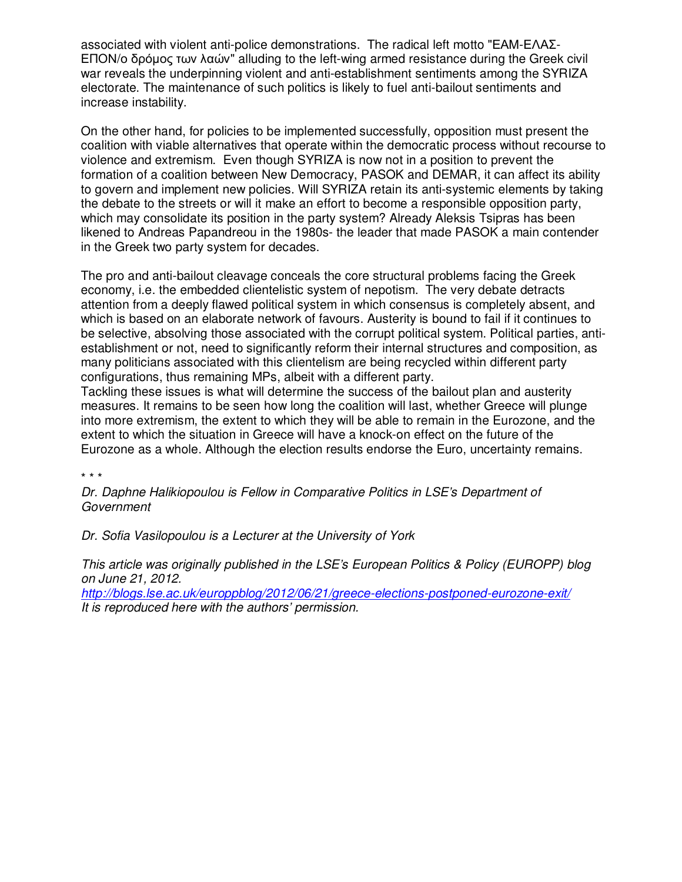associated with violent anti-police demonstrations. The radical left motto "ΕΑΜ-ΕΛΑΣ-ΕΠΟΝ/ο δρόμος των λαών" alluding to the left-wing armed resistance during the Greek civil war reveals the underpinning violent and anti-establishment sentiments among the SYRIZA electorate. The maintenance of such politics is likely to fuel anti-bailout sentiments and increase instability.

On the other hand, for policies to be implemented successfully, opposition must present the coalition with viable alternatives that operate within the democratic process without recourse to violence and extremism. Even though SYRIZA is now not in a position to prevent the formation of a coalition between New Democracy, PASOK and DEMAR, it can affect its ability to govern and implement new policies. Will SYRIZA retain its anti-systemic elements by taking the debate to the streets or will it make an effort to become a responsible opposition party, which may consolidate its position in the party system? Already Aleksis Tsipras has been likened to Andreas Papandreou in the 1980s- the leader that made PASOK a main contender in the Greek two party system for decades.

The pro and anti-bailout cleavage conceals the core structural problems facing the Greek economy, i.e. the embedded clientelistic system of nepotism. The very debate detracts attention from a deeply flawed political system in which consensus is completely absent, and which is based on an elaborate network of favours. Austerity is bound to fail if it continues to be selective, absolving those associated with the corrupt political system. Political parties, anti-establishment or not, need to significantly reform their internal structures and composition, as many politicians associated with this clientelism are being recycled within different party configurations, thus remaining MPs, albeit with a different party.
Tackling these issues is what will determine the success of the bailout plan and austerity measures. It remains to be seen how long the coalition will last, whether Greece will plunge into more extremism, the extent to which they will be able to remain in the Eurozone, and the extent to which the situation in Greece will have a knock-on effect on the future of the Eurozone as a whole. Although the election results endorse the Euro, uncertainty remains.

\* \* \*

*Dr. Daphne Halikiopoulou is Fellow in Comparative Politics in LSE's Department of Government*

*Dr. Sofia Vasilopoulou is a Lecturer at the University of York*

*This article was originally published in the LSE's European Politics & Policy (EUROPP) blog on June 21, 2012.*
*http://blogs.lse.ac.uk/europpblog/2012/06/21/greece-elections-postponed-eurozone-exit/*
*It is reproduced here with the authors' permission.*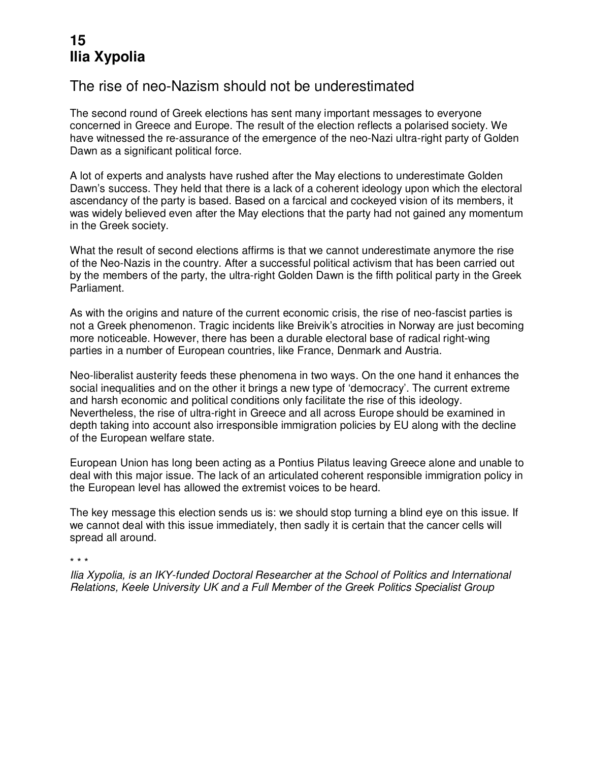# 15
# Ilia Xypolia

## The rise of neo-Nazism should not be underestimated

The second round of Greek elections has sent many important messages to everyone concerned in Greece and Europe. The result of the election reflects a polarised society. We have witnessed the re-assurance of the emergence of the neo-Nazi ultra-right party of Golden Dawn as a significant political force.

A lot of experts and analysts have rushed after the May elections to underestimate Golden Dawn's success. They held that there is a lack of a coherent ideology upon which the electoral ascendancy of the party is based. Based on a farcical and cockeyed vision of its members, it was widely believed even after the May elections that the party had not gained any momentum in the Greek society.

What the result of second elections affirms is that we cannot underestimate anymore the rise of the Neo-Nazis in the country. After a successful political activism that has been carried out by the members of the party, the ultra-right Golden Dawn is the fifth political party in the Greek Parliament.

As with the origins and nature of the current economic crisis, the rise of neo-fascist parties is not a Greek phenomenon. Tragic incidents like Breivik's atrocities in Norway are just becoming more noticeable. However, there has been a durable electoral base of radical right-wing parties in a number of European countries, like France, Denmark and Austria.

Neo-liberalist austerity feeds these phenomena in two ways. On the one hand it enhances the social inequalities and on the other it brings a new type of 'democracy'. The current extreme and harsh economic and political conditions only facilitate the rise of this ideology. Nevertheless, the rise of ultra-right in Greece and all across Europe should be examined in depth taking into account also irresponsible immigration policies by EU along with the decline of the European welfare state.

European Union has long been acting as a Pontius Pilatus leaving Greece alone and unable to deal with this major issue. The lack of an articulated coherent responsible immigration policy in the European level has allowed the extremist voices to be heard.

The key message this election sends us is: we should stop turning a blind eye on this issue. If we cannot deal with this issue immediately, then sadly it is certain that the cancer cells will spread all around.

\* \* \*

*Ilia Xypolia, is an IKY-funded Doctoral Researcher at the School of Politics and International Relations, Keele University UK and a Full Member of the Greek Politics Specialist Group*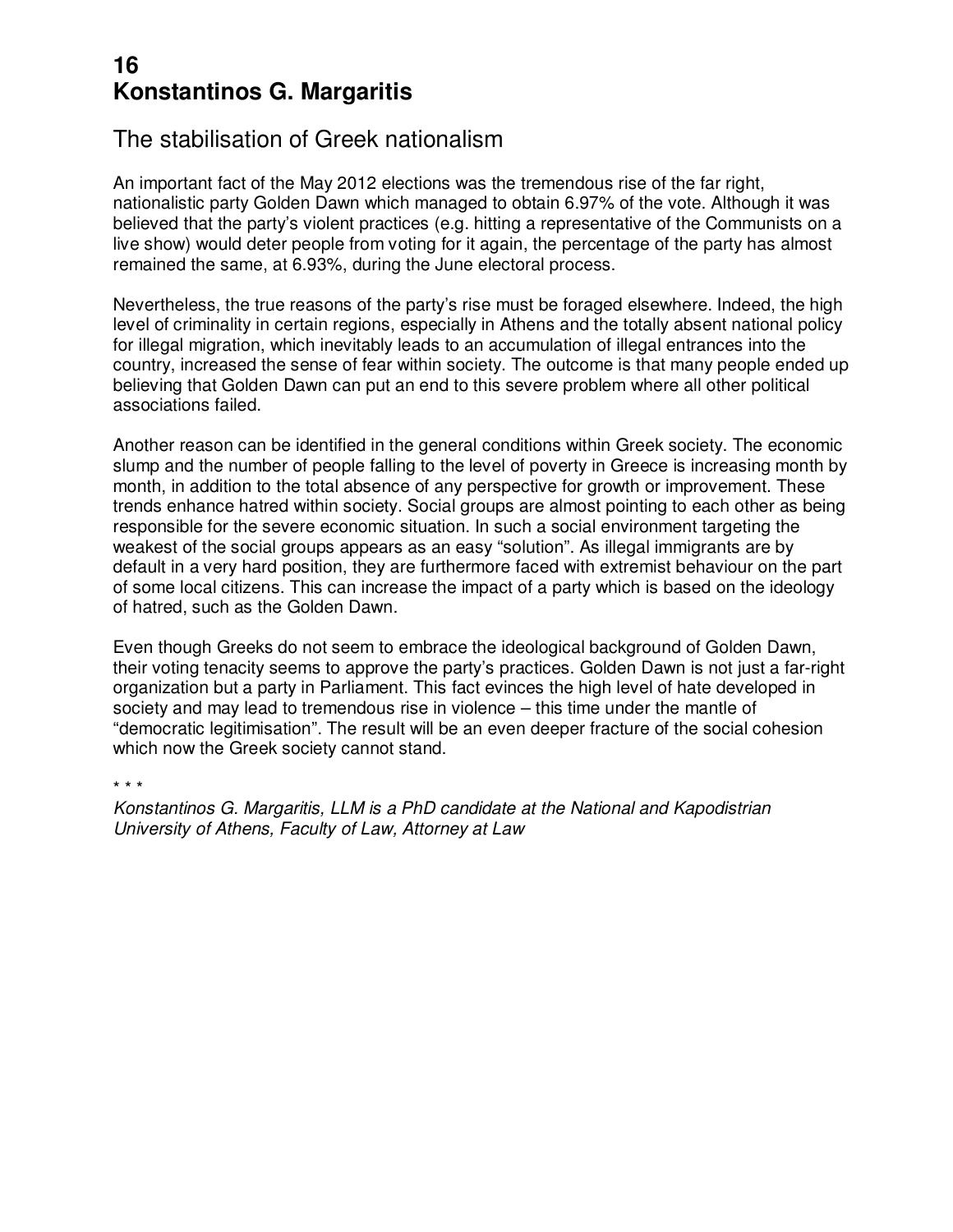# 16
# Konstantinos G. Margaritis

## The stabilisation of Greek nationalism

An important fact of the May 2012 elections was the tremendous rise of the far right, nationalistic party Golden Dawn which managed to obtain 6.97% of the vote. Although it was believed that the party's violent practices (e.g. hitting a representative of the Communists on a live show) would deter people from voting for it again, the percentage of the party has almost remained the same, at 6.93%, during the June electoral process.

Nevertheless, the true reasons of the party's rise must be foraged elsewhere. Indeed, the high level of criminality in certain regions, especially in Athens and the totally absent national policy for illegal migration, which inevitably leads to an accumulation of illegal entrances into the country, increased the sense of fear within society. The outcome is that many people ended up believing that Golden Dawn can put an end to this severe problem where all other political associations failed.

Another reason can be identified in the general conditions within Greek society. The economic slump and the number of people falling to the level of poverty in Greece is increasing month by month, in addition to the total absence of any perspective for growth or improvement. These trends enhance hatred within society. Social groups are almost pointing to each other as being responsible for the severe economic situation. In such a social environment targeting the weakest of the social groups appears as an easy "solution". As illegal immigrants are by default in a very hard position, they are furthermore faced with extremist behaviour on the part of some local citizens. This can increase the impact of a party which is based on the ideology of hatred, such as the Golden Dawn.

Even though Greeks do not seem to embrace the ideological background of Golden Dawn, their voting tenacity seems to approve the party's practices. Golden Dawn is not just a far-right organization but a party in Parliament. This fact evinces the high level of hate developed in society and may lead to tremendous rise in violence – this time under the mantle of "democratic legitimisation". The result will be an even deeper fracture of the social cohesion which now the Greek society cannot stand.

\* \* \*

*Konstantinos G. Margaritis, LLM is a PhD candidate at the National and Kapodistrian University of Athens, Faculty of Law, Attorney at Law*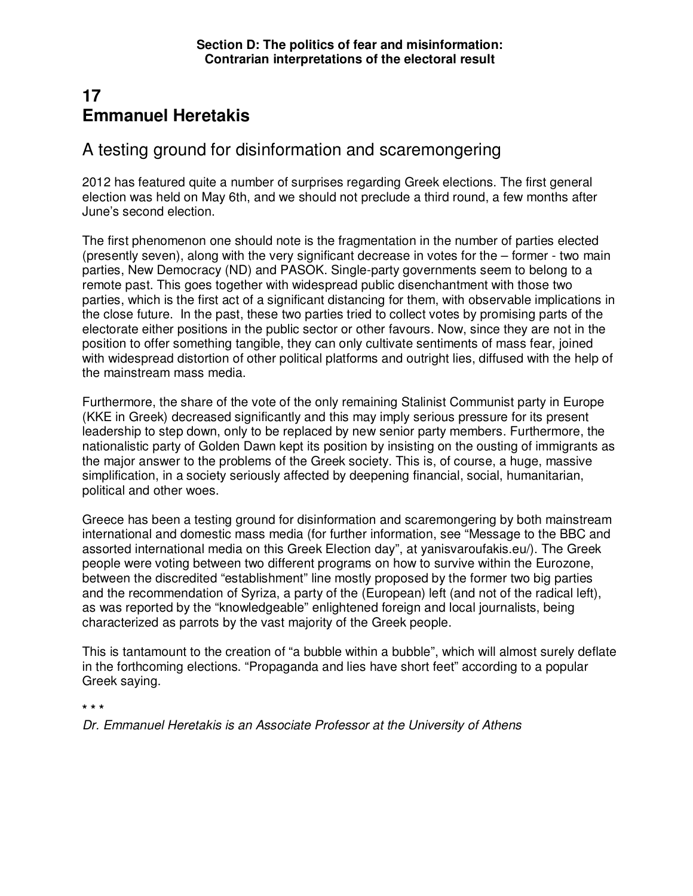**Section D: The politics of fear and misinformation:**
**Contrarian interpretations of the electoral result**

# 17
# Emmanuel Heretakis

## A testing ground for disinformation and scaremongering

2012 has featured quite a number of surprises regarding Greek elections. The first general election was held on May 6th, and we should not preclude a third round, a few months after June's second election.

The first phenomenon one should note is the fragmentation in the number of parties elected (presently seven), along with the very significant decrease in votes for the – former - two main parties, New Democracy (ND) and PASOK. Single-party governments seem to belong to a remote past. This goes together with widespread public disenchantment with those two parties, which is the first act of a significant distancing for them, with observable implications in the close future. In the past, these two parties tried to collect votes by promising parts of the electorate either positions in the public sector or other favours. Now, since they are not in the position to offer something tangible, they can only cultivate sentiments of mass fear, joined with widespread distortion of other political platforms and outright lies, diffused with the help of the mainstream mass media.

Furthermore, the share of the vote of the only remaining Stalinist Communist party in Europe (KKE in Greek) decreased significantly and this may imply serious pressure for its present leadership to step down, only to be replaced by new senior party members. Furthermore, the nationalistic party of Golden Dawn kept its position by insisting on the ousting of immigrants as the major answer to the problems of the Greek society. This is, of course, a huge, massive simplification, in a society seriously affected by deepening financial, social, humanitarian, political and other woes.

Greece has been a testing ground for disinformation and scaremongering by both mainstream international and domestic mass media (for further information, see "Message to the BBC and assorted international media on this Greek Election day", at yanisvaroufakis.eu/). The Greek people were voting between two different programs on how to survive within the Eurozone, between the discredited "establishment" line mostly proposed by the former two big parties and the recommendation of Syriza, a party of the (European) left (and not of the radical left), as was reported by the "knowledgeable" enlightened foreign and local journalists, being characterized as parrots by the vast majority of the Greek people.

This is tantamount to the creation of "a bubble within a bubble", which will almost surely deflate in the forthcoming elections. "Propaganda and lies have short feet" according to a popular Greek saying.

\* \* \*

*Dr. Emmanuel Heretakis is an Associate Professor at the University of Athens*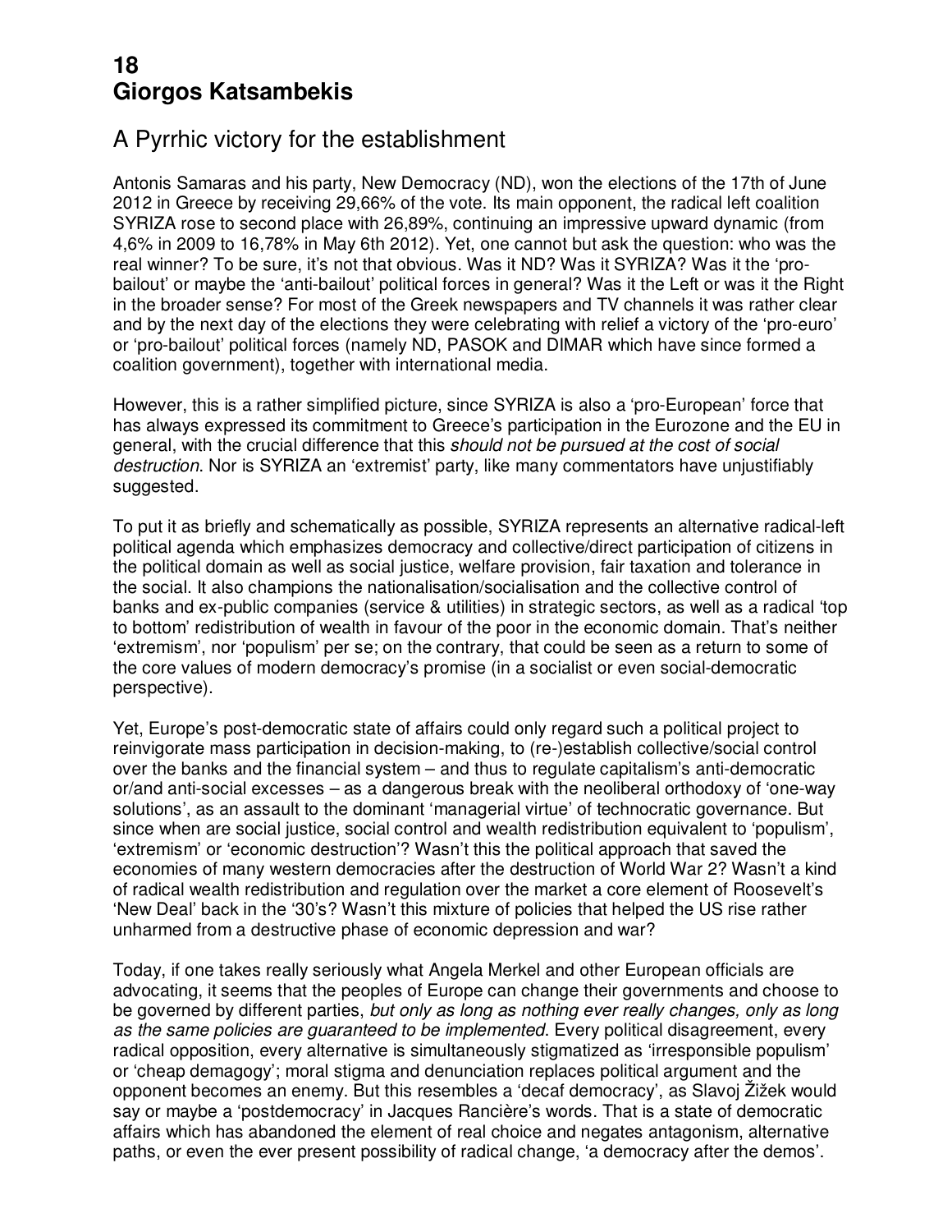# 18
# Giorgos Katsambekis

## A Pyrrhic victory for the establishment

Antonis Samaras and his party, New Democracy (ND), won the elections of the 17th of June 2012 in Greece by receiving 29,66% of the vote. Its main opponent, the radical left coalition SYRIZA rose to second place with 26,89%, continuing an impressive upward dynamic (from 4,6% in 2009 to 16,78% in May 6th 2012). Yet, one cannot but ask the question: who was the real winner? To be sure, it's not that obvious. Was it ND? Was it SYRIZA? Was it the 'pro-bailout' or maybe the 'anti-bailout' political forces in general? Was it the Left or was it the Right in the broader sense? For most of the Greek newspapers and TV channels it was rather clear and by the next day of the elections they were celebrating with relief a victory of the 'pro-euro' or 'pro-bailout' political forces (namely ND, PASOK and DIMAR which have since formed a coalition government), together with international media.

However, this is a rather simplified picture, since SYRIZA is also a 'pro-European' force that has always expressed its commitment to Greece's participation in the Eurozone and the EU in general, with the crucial difference that this *should not be pursued at the cost of social destruction.* Nor is SYRIZA an 'extremist' party, like many commentators have unjustifiably suggested.

To put it as briefly and schematically as possible, SYRIZA represents an alternative radical-left political agenda which emphasizes democracy and collective/direct participation of citizens in the political domain as well as social justice, welfare provision, fair taxation and tolerance in the social. It also champions the nationalisation/socialisation and the collective control of banks and ex-public companies (service & utilities) in strategic sectors, as well as a radical 'top to bottom' redistribution of wealth in favour of the poor in the economic domain. That's neither 'extremism', nor 'populism' per se; on the contrary, that could be seen as a return to some of the core values of modern democracy's promise (in a socialist or even social-democratic perspective).

Yet, Europe's post-democratic state of affairs could only regard such a political project to reinvigorate mass participation in decision-making, to (re-)establish collective/social control over the banks and the financial system – and thus to regulate capitalism's anti-democratic or/and anti-social excesses – as a dangerous break with the neoliberal orthodoxy of 'one-way solutions', as an assault to the dominant 'managerial virtue' of technocratic governance. But since when are social justice, social control and wealth redistribution equivalent to 'populism', 'extremism' or 'economic destruction'? Wasn't this the political approach that saved the economies of many western democracies after the destruction of World War 2? Wasn't a kind of radical wealth redistribution and regulation over the market a core element of Roosevelt's 'New Deal' back in the '30's? Wasn't this mixture of policies that helped the US rise rather unharmed from a destructive phase of economic depression and war?

Today, if one takes really seriously what Angela Merkel and other European officials are advocating, it seems that the peoples of Europe can change their governments and choose to be governed by different parties, *but only as long as nothing ever really changes, only as long as the same policies are guaranteed to be implemented.* Every political disagreement, every radical opposition, every alternative is simultaneously stigmatized as 'irresponsible populism' or 'cheap demagogy'; moral stigma and denunciation replaces political argument and the opponent becomes an enemy. But this resembles a 'decaf democracy', as Slavoj Žižek would say or maybe a 'postdemocracy' in Jacques Rancière's words. That is a state of democratic affairs which has abandoned the element of real choice and negates antagonism, alternative paths, or even the ever present possibility of radical change, 'a democracy after the demos'.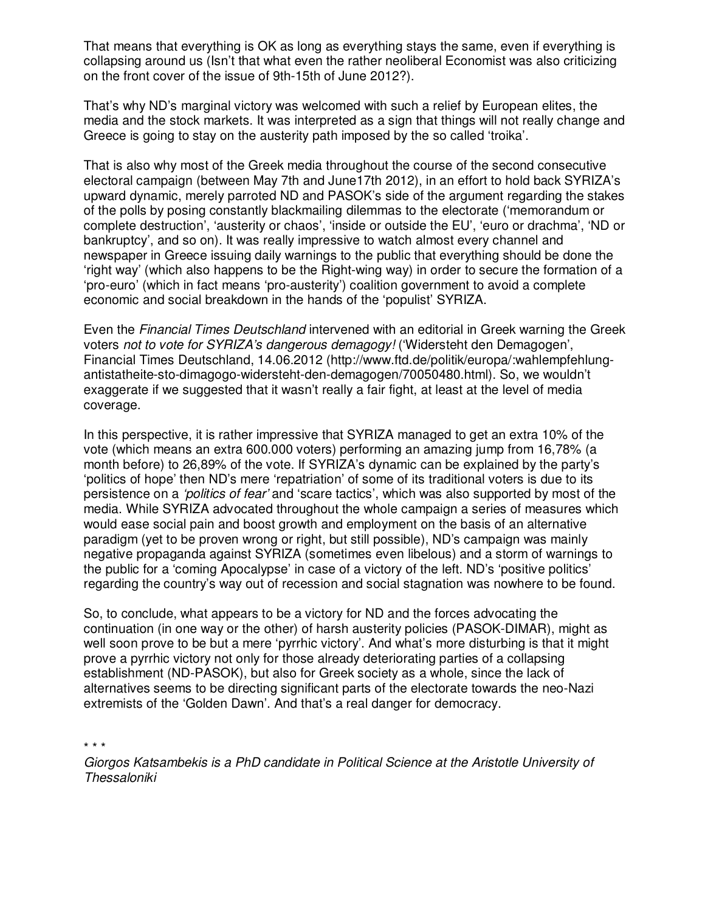That means that everything is OK as long as everything stays the same, even if everything is collapsing around us (Isn't that what even the rather neoliberal Economist was also criticizing on the front cover of the issue of 9th-15th of June 2012?).

That's why ND's marginal victory was welcomed with such a relief by European elites, the media and the stock markets. It was interpreted as a sign that things will not really change and Greece is going to stay on the austerity path imposed by the so called 'troika'.

That is also why most of the Greek media throughout the course of the second consecutive electoral campaign (between May 7th and June17th 2012), in an effort to hold back SYRIZA's upward dynamic, merely parroted ND and PASOK's side of the argument regarding the stakes of the polls by posing constantly blackmailing dilemmas to the electorate ('memorandum or complete destruction', 'austerity or chaos', 'inside or outside the EU', 'euro or drachma', 'ND or bankruptcy', and so on). It was really impressive to watch almost every channel and newspaper in Greece issuing daily warnings to the public that everything should be done the 'right way' (which also happens to be the Right-wing way) in order to secure the formation of a 'pro-euro' (which in fact means 'pro-austerity') coalition government to avoid a complete economic and social breakdown in the hands of the 'populist' SYRIZA.

Even the *Financial Times Deutschland* intervened with an editorial in Greek warning the Greek voters *not to vote for SYRIZA's dangerous demagogy!* ('Widersteht den Demagogen', Financial Times Deutschland, 14.06.2012 (http://www.ftd.de/politik/europa/:wahlempfehlung-antistatheite-sto-dimagogo-widersteht-den-demagogen/70050480.html). So, we wouldn't exaggerate if we suggested that it wasn't really a fair fight, at least at the level of media coverage.

In this perspective, it is rather impressive that SYRIZA managed to get an extra 10% of the vote (which means an extra 600.000 voters) performing an amazing jump from 16,78% (a month before) to 26,89% of the vote. If SYRIZA's dynamic can be explained by the party's 'politics of hope' then ND's mere 'repatriation' of some of its traditional voters is due to its persistence on a *'politics of fear'* and 'scare tactics', which was also supported by most of the media. While SYRIZA advocated throughout the whole campaign a series of measures which would ease social pain and boost growth and employment on the basis of an alternative paradigm (yet to be proven wrong or right, but still possible), ND's campaign was mainly negative propaganda against SYRIZA (sometimes even libelous) and a storm of warnings to the public for a 'coming Apocalypse' in case of a victory of the left. ND's 'positive politics' regarding the country's way out of recession and social stagnation was nowhere to be found.

So, to conclude, what appears to be a victory for ND and the forces advocating the continuation (in one way or the other) of harsh austerity policies (PASOK-DIMAR), might as well soon prove to be but a mere 'pyrrhic victory'. And what's more disturbing is that it might prove a pyrrhic victory not only for those already deteriorating parties of a collapsing establishment (ND-PASOK), but also for Greek society as a whole, since the lack of alternatives seems to be directing significant parts of the electorate towards the neo-Nazi extremists of the 'Golden Dawn'. And that's a real danger for democracy.

\* \* \*

*Giorgos Katsambekis is a PhD candidate in Political Science at the Aristotle University of Thessaloniki*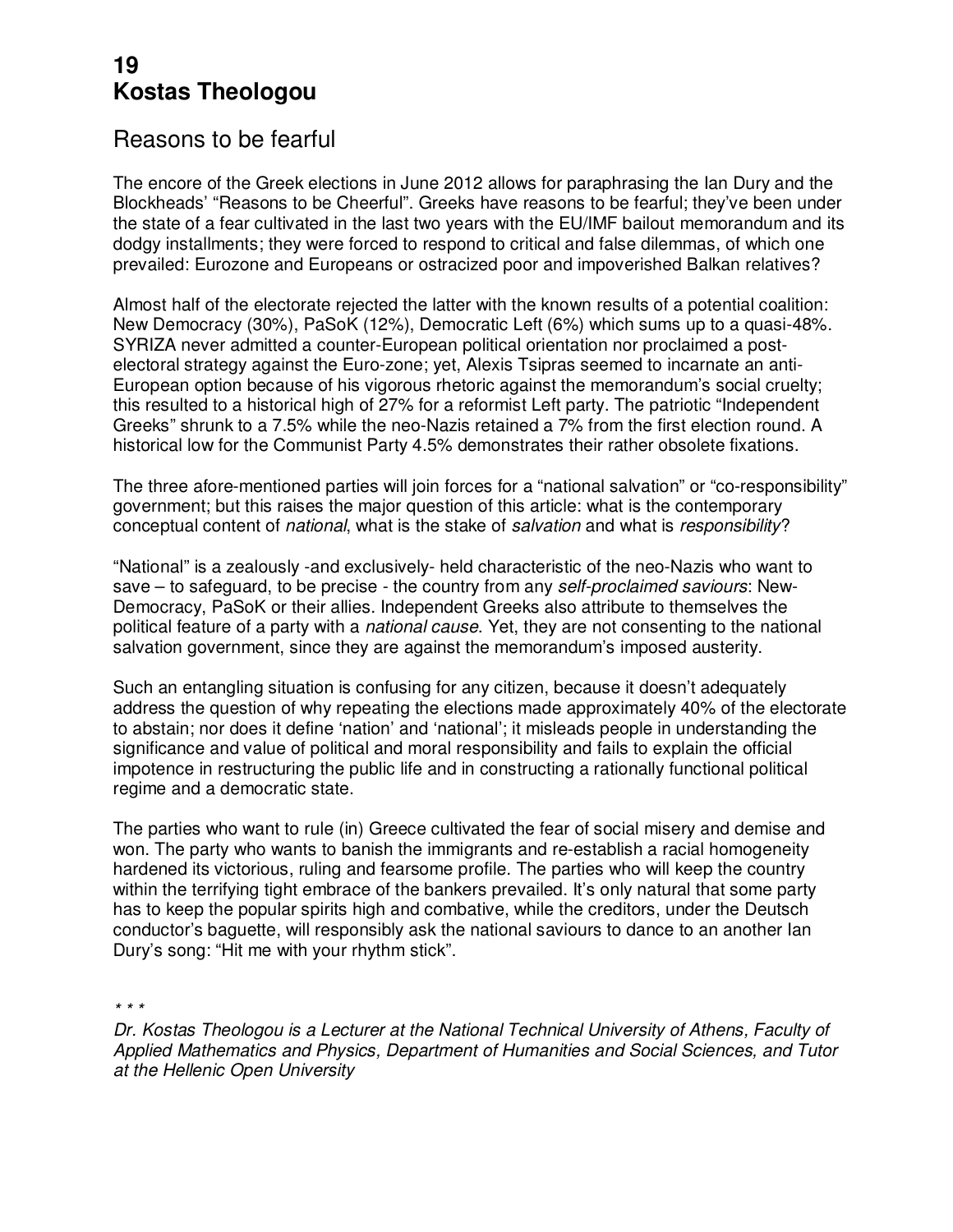# 19
# Kostas Theologou

## Reasons to be fearful

The encore of the Greek elections in June 2012 allows for paraphrasing the Ian Dury and the Blockheads' "Reasons to be Cheerful". Greeks have reasons to be fearful; they've been under the state of a fear cultivated in the last two years with the EU/IMF bailout memorandum and its dodgy installments; they were forced to respond to critical and false dilemmas, of which one prevailed: Eurozone and Europeans or ostracized poor and impoverished Balkan relatives?

Almost half of the electorate rejected the latter with the known results of a potential coalition: New Democracy (30%), PaSoK (12%), Democratic Left (6%) which sums up to a quasi-48%. SYRIZA never admitted a counter-European political orientation nor proclaimed a post-electoral strategy against the Euro-zone; yet, Alexis Tsipras seemed to incarnate an anti-European option because of his vigorous rhetoric against the memorandum's social cruelty; this resulted to a historical high of 27% for a reformist Left party. The patriotic "Independent Greeks" shrunk to a 7.5% while the neo-Nazis retained a 7% from the first election round. A historical low for the Communist Party 4.5% demonstrates their rather obsolete fixations.

The three afore-mentioned parties will join forces for a "national salvation" or "co-responsibility" government; but this raises the major question of this article: what is the contemporary conceptual content of *national*, what is the stake of *salvation* and what is *responsibility*?

"National" is a zealously -and exclusively- held characteristic of the neo-Nazis who want to save – to safeguard, to be precise - the country from any *self-proclaimed saviours*: New-Democracy, PaSoK or their allies. Independent Greeks also attribute to themselves the political feature of a party with a *national cause*. Yet, they are not consenting to the national salvation government, since they are against the memorandum's imposed austerity.

Such an entangling situation is confusing for any citizen, because it doesn't adequately address the question of why repeating the elections made approximately 40% of the electorate to abstain; nor does it define 'nation' and 'national'; it misleads people in understanding the significance and value of political and moral responsibility and fails to explain the official impotence in restructuring the public life and in constructing a rationally functional political regime and a democratic state.

The parties who want to rule (in) Greece cultivated the fear of social misery and demise and won. The party who wants to banish the immigrants and re-establish a racial homogeneity hardened its victorious, ruling and fearsome profile. The parties who will keep the country within the terrifying tight embrace of the bankers prevailed. It's only natural that some party has to keep the popular spirits high and combative, while the creditors, under the Deutsch conductor's baguette, will responsibly ask the national saviours to dance to an another Ian Dury's song: "Hit me with your rhythm stick".

\* \* \*

*Dr. Kostas Theologou is a Lecturer at the National Technical University of Athens, Faculty of Applied Mathematics and Physics, Department of Humanities and Social Sciences, and Tutor at the Hellenic Open University*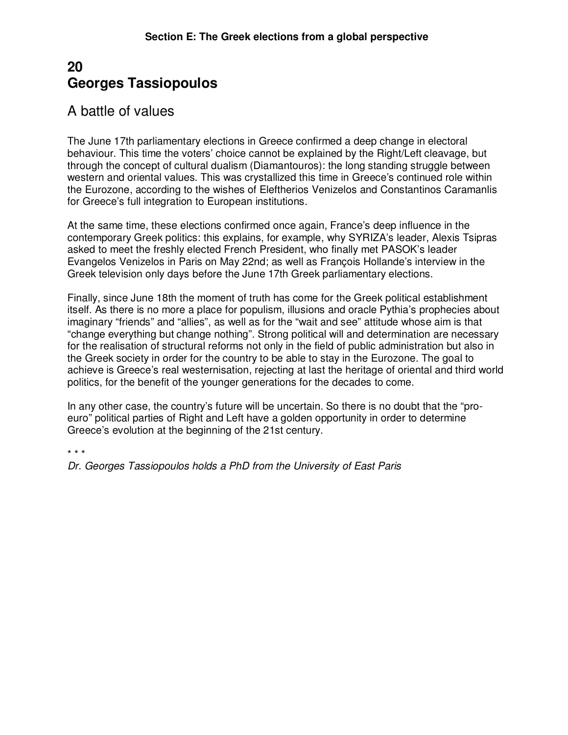**Section E: The Greek elections from a global perspective**

# 20
# Georges Tassiopoulos

## A battle of values

The June 17th parliamentary elections in Greece confirmed a deep change in electoral behaviour. This time the voters' choice cannot be explained by the Right/Left cleavage, but through the concept of cultural dualism (Diamantouros): the long standing struggle between western and oriental values. This was crystallized this time in Greece's continued role within the Eurozone, according to the wishes of Eleftherios Venizelos and Constantinos Caramanlis for Greece's full integration to European institutions.

At the same time, these elections confirmed once again, France's deep influence in the contemporary Greek politics: this explains, for example, why SYRIZA's leader, Alexis Tsipras asked to meet the freshly elected French President, who finally met PASOK's leader Evangelos Venizelos in Paris on May 22nd; as well as François Hollande's interview in the Greek television only days before the June 17th Greek parliamentary elections.

Finally, since June 18th the moment of truth has come for the Greek political establishment itself. As there is no more a place for populism, illusions and oracle Pythia's prophecies about imaginary "friends" and "allies", as well as for the "wait and see" attitude whose aim is that "change everything but change nothing". Strong political will and determination are necessary for the realisation of structural reforms not only in the field of public administration but also in the Greek society in order for the country to be able to stay in the Eurozone. The goal to achieve is Greece's real westernisation, rejecting at last the heritage of oriental and third world politics, for the benefit of the younger generations for the decades to come.

In any other case, the country's future will be uncertain. So there is no doubt that the "pro-euro" political parties of Right and Left have a golden opportunity in order to determine Greece's evolution at the beginning of the 21st century.

\* \* \*

*Dr. Georges Tassiopoulos holds a PhD from the University of East Paris*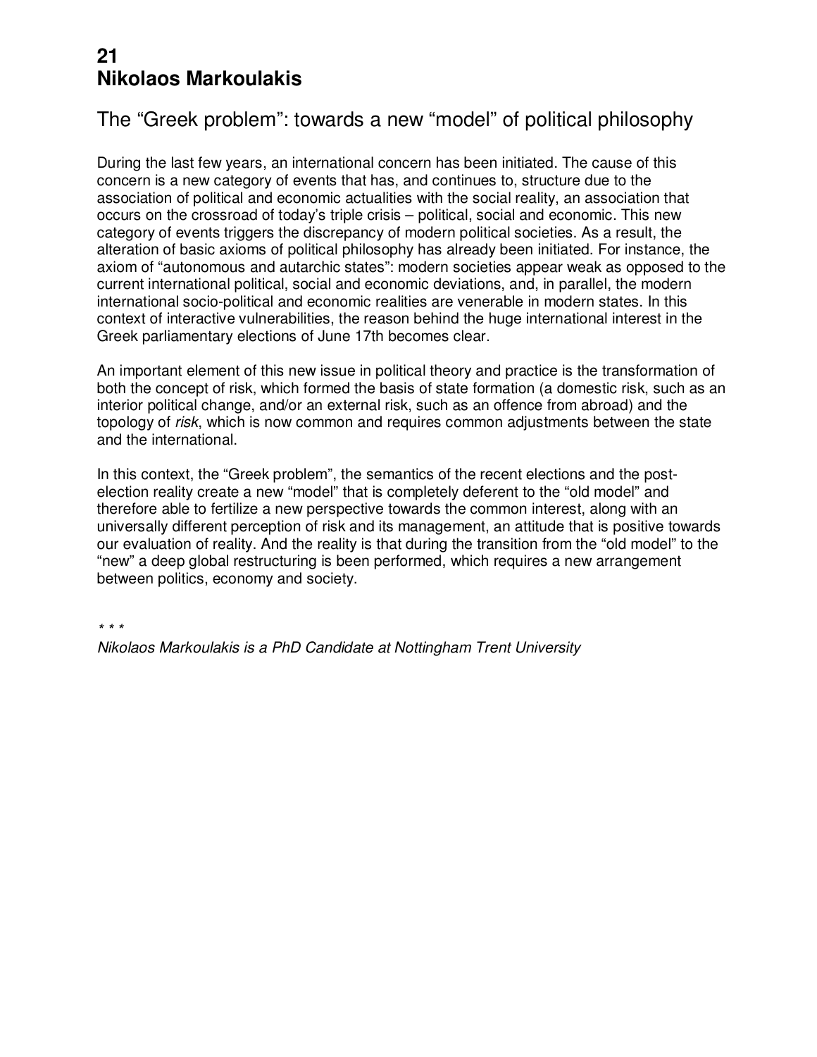# 21
# Nikolaos Markoulakis

## The “Greek problem”: towards a new “model” of political philosophy

During the last few years, an international concern has been initiated. The cause of this concern is a new category of events that has, and continues to, structure due to the association of political and economic actualities with the social reality, an association that occurs on the crossroad of today’s triple crisis – political, social and economic. This new category of events triggers the discrepancy of modern political societies. As a result, the alteration of basic axioms of political philosophy has already been initiated. For instance, the axiom of “autonomous and autarchic states”: modern societies appear weak as opposed to the current international political, social and economic deviations, and, in parallel, the modern international socio-political and economic realities are venerable in modern states. In this context of interactive vulnerabilities, the reason behind the huge international interest in the Greek parliamentary elections of June 17th becomes clear.

An important element of this new issue in political theory and practice is the transformation of both the concept of risk, which formed the basis of state formation (a domestic risk, such as an interior political change, and/or an external risk, such as an offence from abroad) and the topology of *risk*, which is now common and requires common adjustments between the state and the international.

In this context, the “Greek problem”, the semantics of the recent elections and the post-election reality create a new “model” that is completely deferent to the “old model” and therefore able to fertilize a new perspective towards the common interest, along with an universally different perception of risk and its management, an attitude that is positive towards our evaluation of reality. And the reality is that during the transition from the “old model” to the “new” a deep global restructuring is been performed, which requires a new arrangement between politics, economy and society.

*\* \* \**

*Nikolaos Markoulakis is a PhD Candidate at Nottingham Trent University*